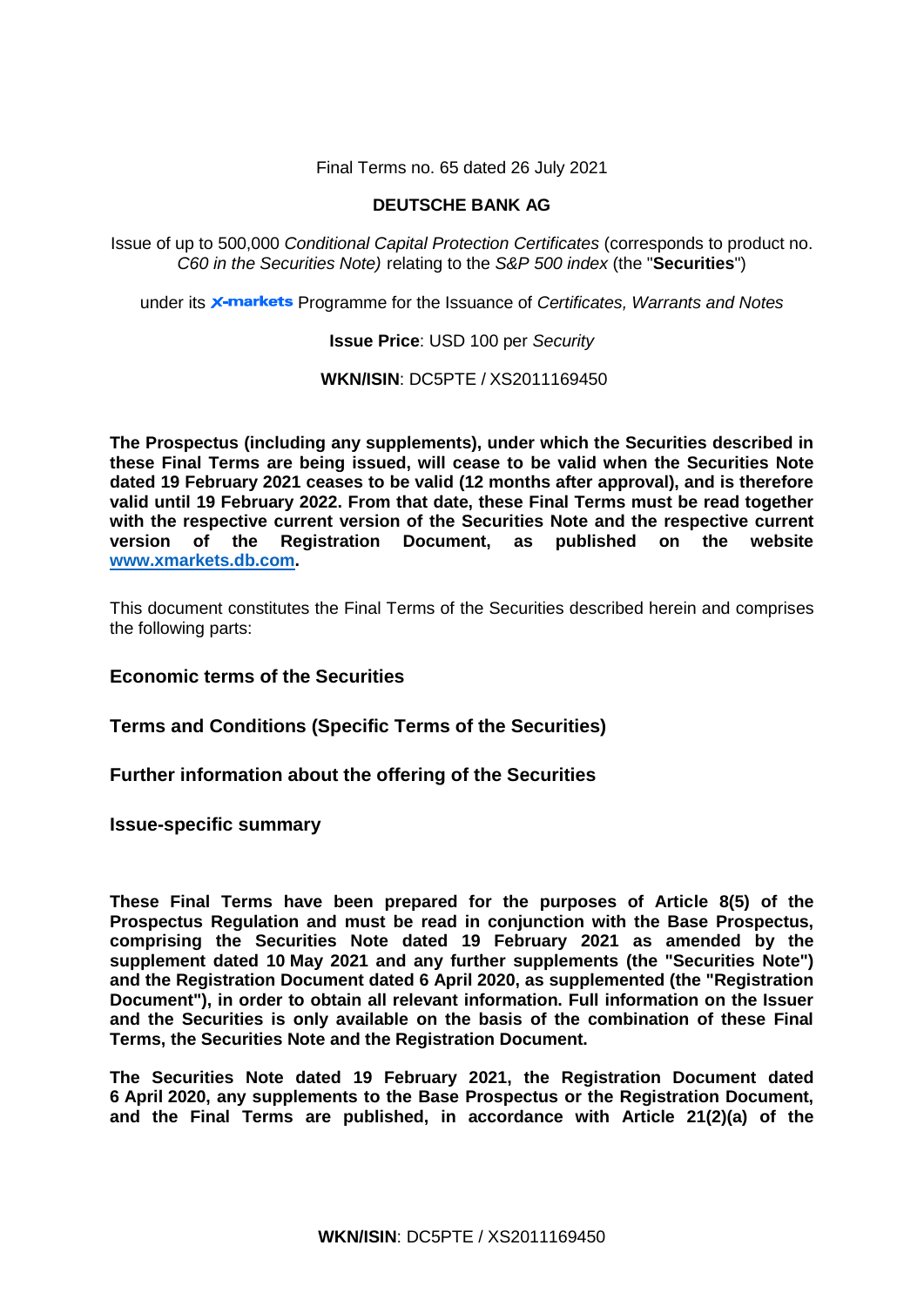Final Terms no. 65 dated 26 July 2021

**DEUTSCHE BANK AG**

Issue of up to 500,000 *Conditional Capital Protection Certificates* (corresponds to product no. *C60 in the Securities Note)* relating to the *S&P 500 index* (the "**Securities**")

under its *X-markets* Programme for the Issuance of *Certificates, Warrants and Notes*

**Issue Price**: USD 100 per *Security*

**WKN/ISIN**: DC5PTE / XS2011169450

**The Prospectus (including any supplements), under which the Securities described in these Final Terms are being issued, will cease to be valid when the Securities Note dated 19 February 2021 ceases to be valid (12 months after approval), and is therefore valid until 19 February 2022. From that date, these Final Terms must be read together with the respective current version of the Securities Note and the respective current version of the Registration Document, as published on the website [www.xmarkets.db.com](http://www.xmarkets.db.com).**

This document constitutes the Final Terms of the Securities described herein and comprises the following parts:

**Economic terms of the Securities**

**Terms and Conditions (Specific Terms of the Securities)**

**Further information about the offering of the Securities**

**Issue-specific summary**

**These Final Terms have been prepared for the purposes of Article 8(5) of the Prospectus Regulation and must be read in conjunction with the Base Prospectus, comprising the Securities Note dated 19 February 2021 as amended by the supplement dated 10 May 2021 and any further supplements (the "Securities Note") and the Registration Document dated 6 April 2020, as supplemented (the "Registration Document"), in order to obtain all relevant information. Full information on the Issuer and the Securities is only available on the basis of the combination of these Final Terms, the Securities Note and the Registration Document.**

**The Securities Note dated 19 February 2021, the Registration Document dated 6 April 2020, any supplements to the Base Prospectus or the Registration Document, and the Final Terms are published, in accordance with Article 21(2)(a) of the**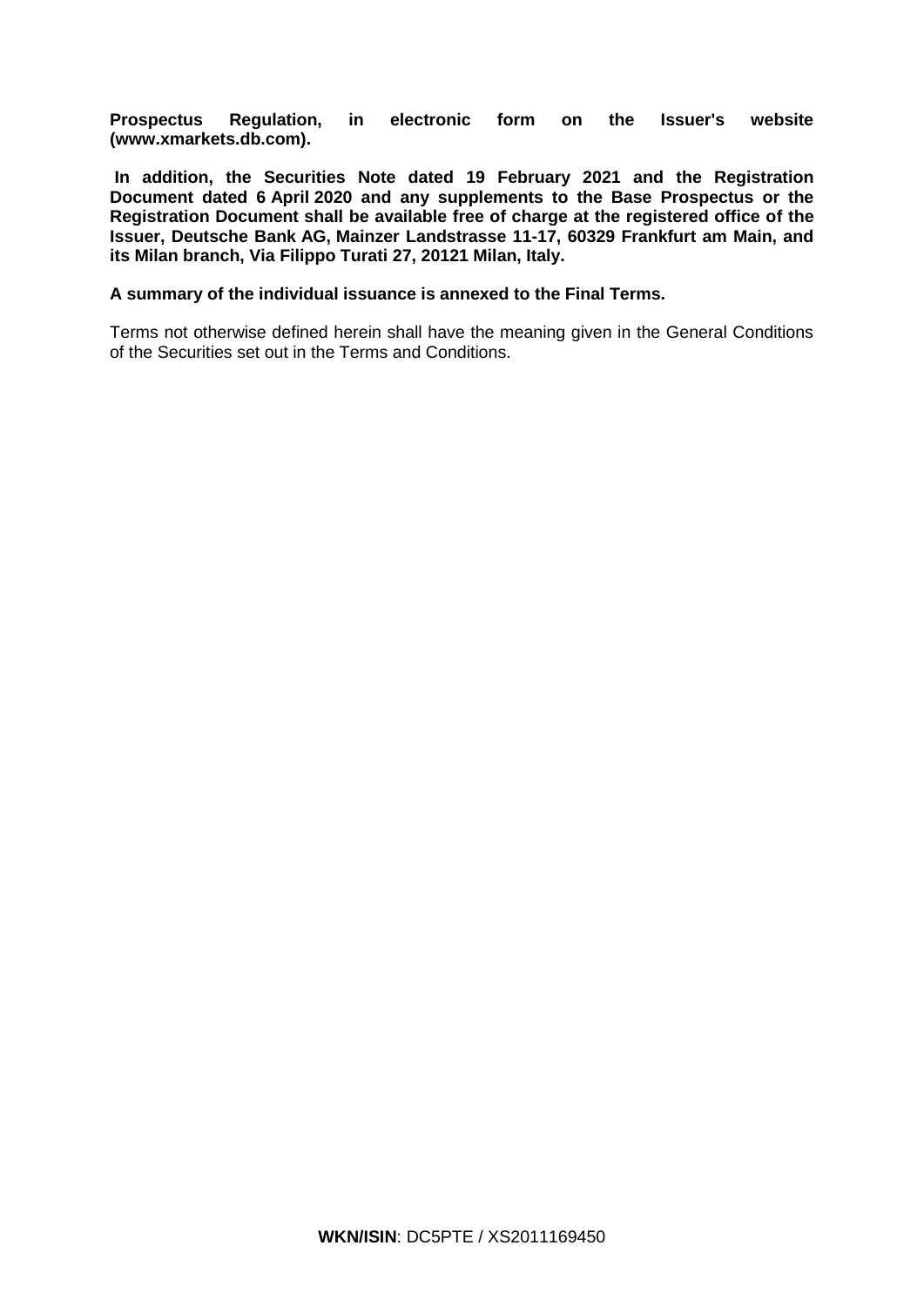**Prospectus Regulation, in electronic form on the Issuer's website (www.xmarkets.db.com).**

**In addition, the Securities Note dated 19 February 2021 and the Registration Document dated 6 April 2020 and any supplements to the Base Prospectus or the Registration Document shall be available free of charge at the registered office of the Issuer, Deutsche Bank AG, Mainzer Landstrasse 11-17, 60329 Frankfurt am Main, and its Milan branch, Via Filippo Turati 27, 20121 Milan, Italy.**

**A summary of the individual issuance is annexed to the Final Terms.**

Terms not otherwise defined herein shall have the meaning given in the General Conditions of the Securities set out in the Terms and Conditions.

**WKN/ISIN**: DC5PTE / XS2011169450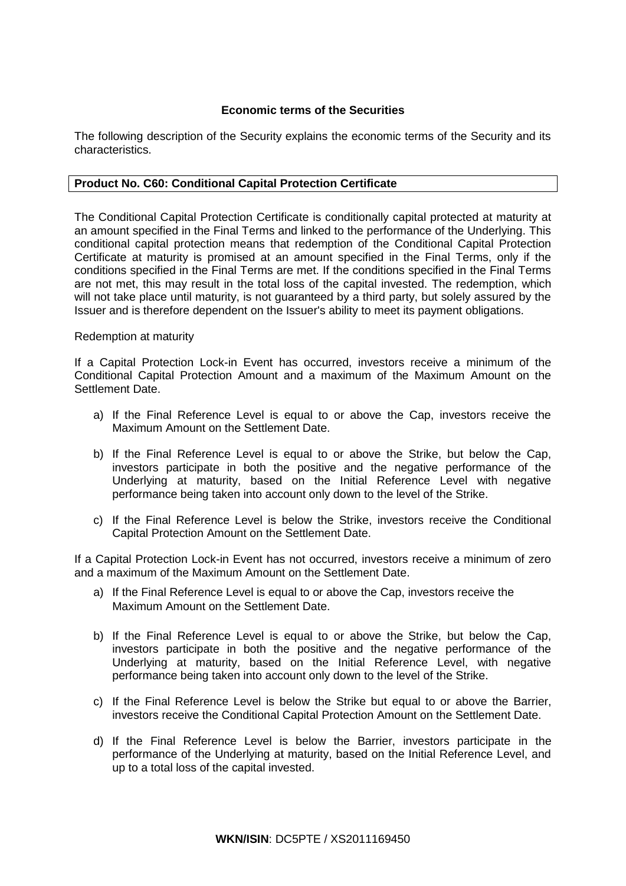**Economic terms of the Securities**

The following description of the Security explains the economic terms of the Security and its characteristics.

**Product No. C60: Conditional Capital Protection Certificate**

The Conditional Capital Protection Certificate is conditionally capital protected at maturity at an amount specified in the Final Terms and linked to the performance of the Underlying. This conditional capital protection means that redemption of the Conditional Capital Protection Certificate at maturity is promised at an amount specified in the Final Terms, only if the conditions specified in the Final Terms are met. If the conditions specified in the Final Terms are not met, this may result in the total loss of the capital invested. The redemption, which will not take place until maturity, is not guaranteed by a third party, but solely assured by the Issuer and is therefore dependent on the Issuer's ability to meet its payment obligations.

Redemption at maturity

If a Capital Protection Lock-in Event has occurred, investors receive a minimum of the Conditional Capital Protection Amount and a maximum of the Maximum Amount on the Settlement Date.

a) If the Final Reference Level is equal to or above the Cap, investors receive the Maximum Amount on the Settlement Date.

b) If the Final Reference Level is equal to or above the Strike, but below the Cap, investors participate in both the positive and the negative performance of the Underlying at maturity, based on the Initial Reference Level with negative performance being taken into account only down to the level of the Strike.

c) If the Final Reference Level is below the Strike, investors receive the Conditional Capital Protection Amount on the Settlement Date.

If a Capital Protection Lock-in Event has not occurred, investors receive a minimum of zero and a maximum of the Maximum Amount on the Settlement Date.

a) If the Final Reference Level is equal to or above the Cap, investors receive the Maximum Amount on the Settlement Date.

b) If the Final Reference Level is equal to or above the Strike, but below the Cap, investors participate in both the positive and the negative performance of the Underlying at maturity, based on the Initial Reference Level, with negative performance being taken into account only down to the level of the Strike.

c) If the Final Reference Level is below the Strike but equal to or above the Barrier, investors receive the Conditional Capital Protection Amount on the Settlement Date.

d) If the Final Reference Level is below the Barrier, investors participate in the performance of the Underlying at maturity, based on the Initial Reference Level, and up to a total loss of the capital invested.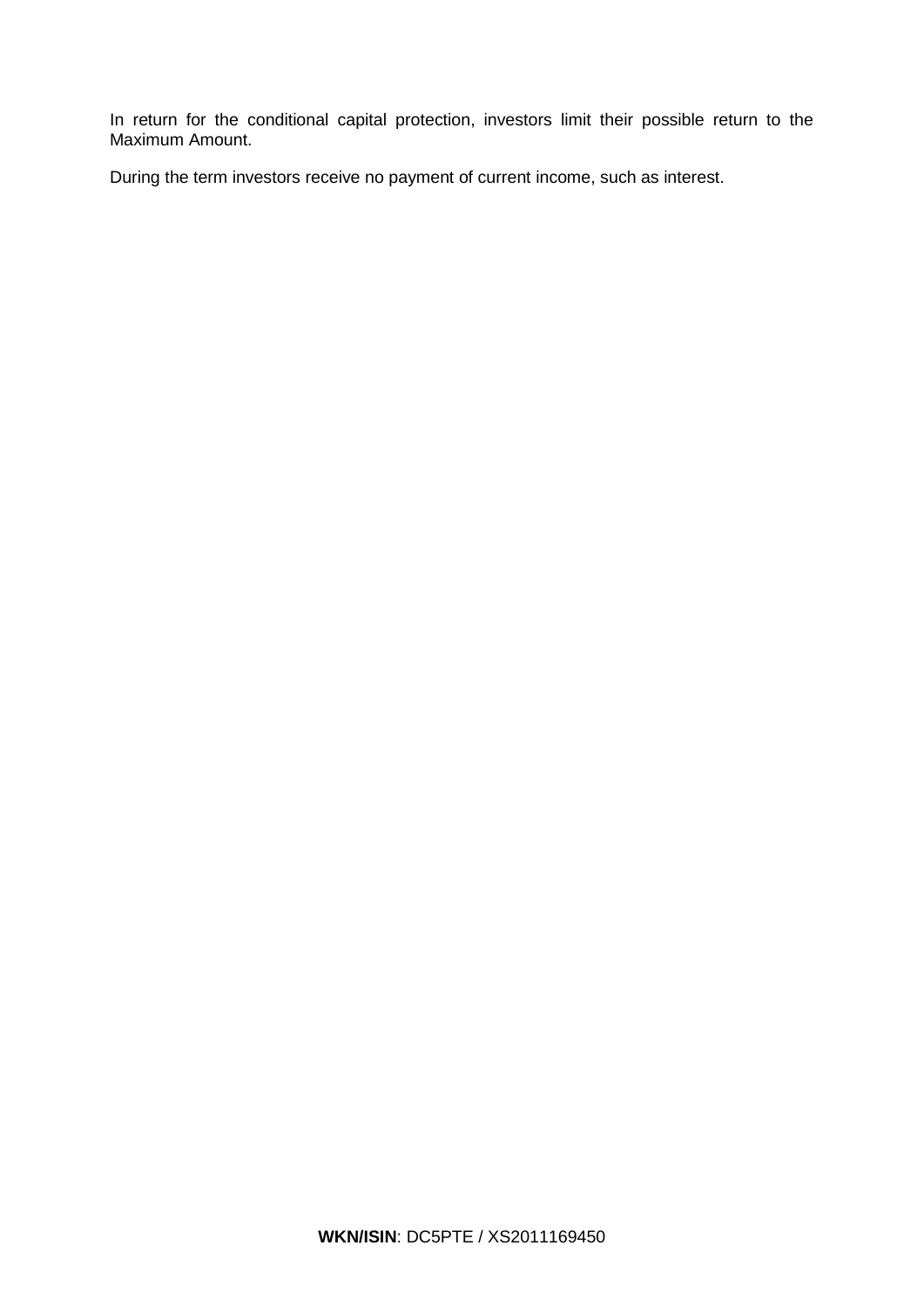In return for the conditional capital protection, investors limit their possible return to the Maximum Amount.

During the term investors receive no payment of current income, such as interest.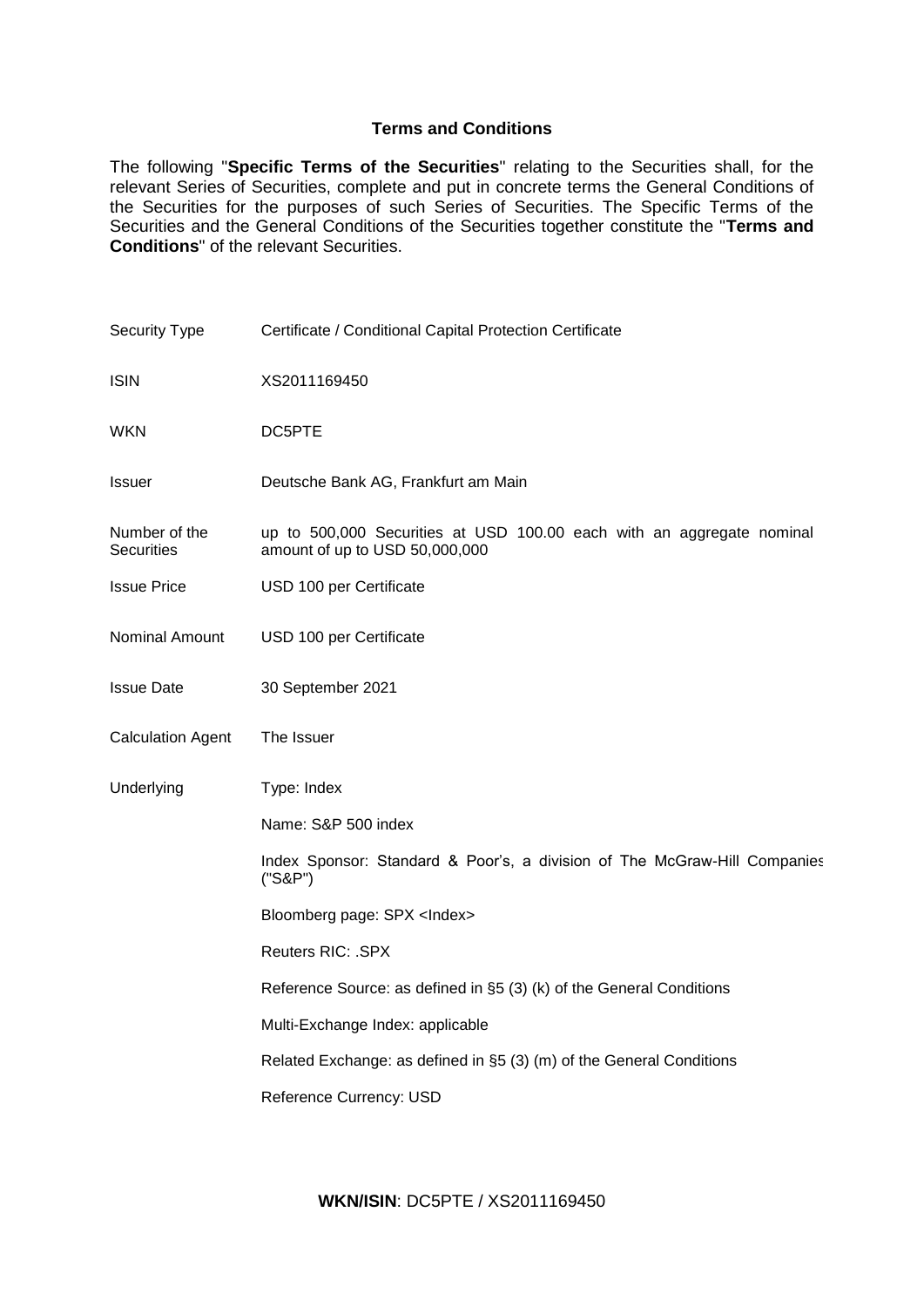## Terms and Conditions

The following "**Specific Terms of the Securities**" relating to the Securities shall, for the relevant Series of Securities, complete and put in concrete terms the General Conditions of the Securities for the purposes of such Series of Securities. The Specific Terms of the Securities and the General Conditions of the Securities together constitute the "**Terms and Conditions**" of the relevant Securities.

| | |
|---|---|
| Security Type | Certificate / Conditional Capital Protection Certificate |
| ISIN | XS2011169450 |
| WKN | DC5PTE |
| Issuer | Deutsche Bank AG, Frankfurt am Main |
| Number of the Securities | up to 500,000 Securities at USD 100.00 each with an aggregate nominal amount of up to USD 50,000,000 |
| Issue Price | USD 100 per Certificate |
| Nominal Amount | USD 100 per Certificate |
| Issue Date | 30 September 2021 |
| Calculation Agent | The Issuer |
| Underlying | Type: Index<br><br>Name: S&P 500 index<br><br>Index Sponsor: Standard & Poor's, a division of The McGraw-Hill Companies ("S&P")<br><br>Bloomberg page: SPX <Index><br><br>Reuters RIC: .SPX<br><br>Reference Source: as defined in §5 (3) (k) of the General Conditions<br><br>Multi-Exchange Index: applicable<br><br>Related Exchange: as defined in §5 (3) (m) of the General Conditions<br><br>Reference Currency: USD |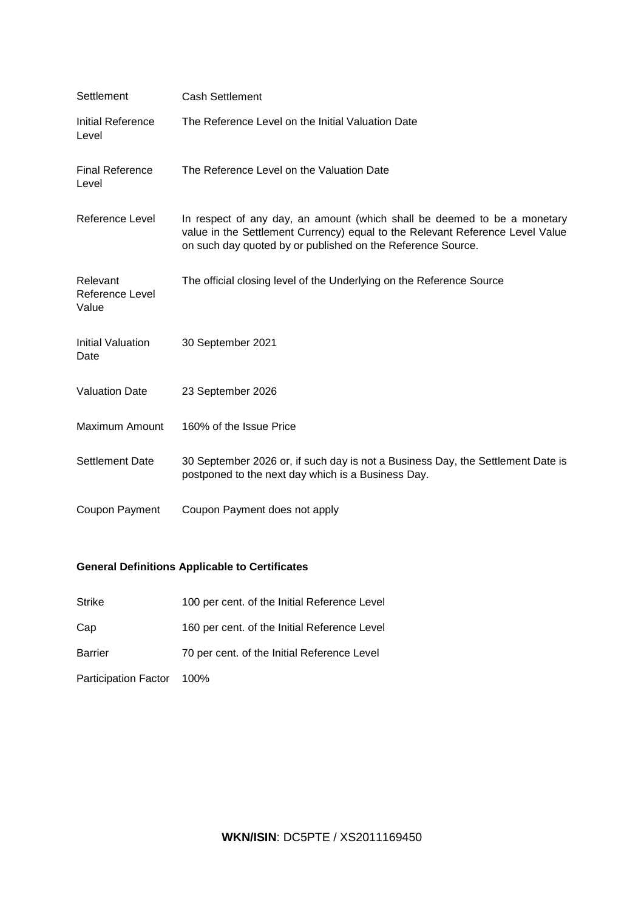| | |
|---|---|
| Settlement | Cash Settlement |
| Initial Reference Level | The Reference Level on the Initial Valuation Date |
| Final Reference Level | The Reference Level on the Valuation Date |
| Reference Level | In respect of any day, an amount (which shall be deemed to be a monetary value in the Settlement Currency) equal to the Relevant Reference Level Value on such day quoted by or published on the Reference Source. |
| Relevant Reference Level Value | The official closing level of the Underlying on the Reference Source |
| Initial Valuation Date | 30 September 2021 |
| Valuation Date | 23 September 2026 |
| Maximum Amount | 160% of the Issue Price |
| Settlement Date | 30 September 2026 or, if such day is not a Business Day, the Settlement Date is postponed to the next day which is a Business Day. |
| Coupon Payment | Coupon Payment does not apply |

**General Definitions Applicable to Certificates**

| | |
|---|---|
| Strike | 100 per cent. of the Initial Reference Level |
| Cap | 160 per cent. of the Initial Reference Level |
| Barrier | 70 per cent. of the Initial Reference Level |
| Participation Factor | 100% |

**WKN/ISIN**: DC5PTE / XS2011169450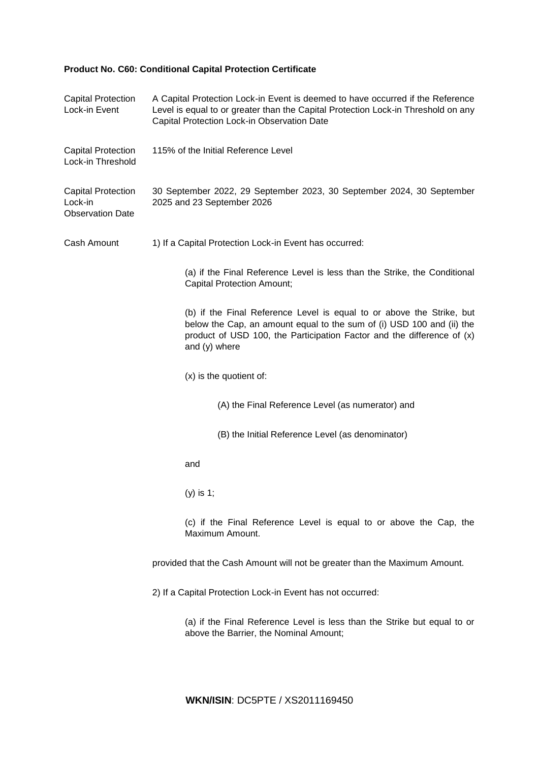**Product No. C60: Conditional Capital Protection Certificate**

| | |
|---|---|
| Capital Protection Lock-in Event | A Capital Protection Lock-in Event is deemed to have occurred if the Reference Level is equal to or greater than the Capital Protection Lock-in Threshold on any Capital Protection Lock-in Observation Date |
| Capital Protection Lock-in Threshold | 115% of the Initial Reference Level |
| Capital Protection Lock-in Observation Date | 30 September 2022, 29 September 2023, 30 September 2024, 30 September 2025 and 23 September 2026 |

Cash Amount

1) If a Capital Protection Lock-in Event has occurred:

(a) if the Final Reference Level is less than the Strike, the Conditional Capital Protection Amount;

(b) if the Final Reference Level is equal to or above the Strike, but below the Cap, an amount equal to the sum of (i) USD 100 and (ii) the product of USD 100, the Participation Factor and the difference of (x) and (y) where

(x) is the quotient of:

(A) the Final Reference Level (as numerator) and

(B) the Initial Reference Level (as denominator)

and

(y) is 1;

(c) if the Final Reference Level is equal to or above the Cap, the Maximum Amount.

provided that the Cash Amount will not be greater than the Maximum Amount.

2) If a Capital Protection Lock-in Event has not occurred:

(a) if the Final Reference Level is less than the Strike but equal to or above the Barrier, the Nominal Amount;

**WKN/ISIN**: DC5PTE / XS2011169450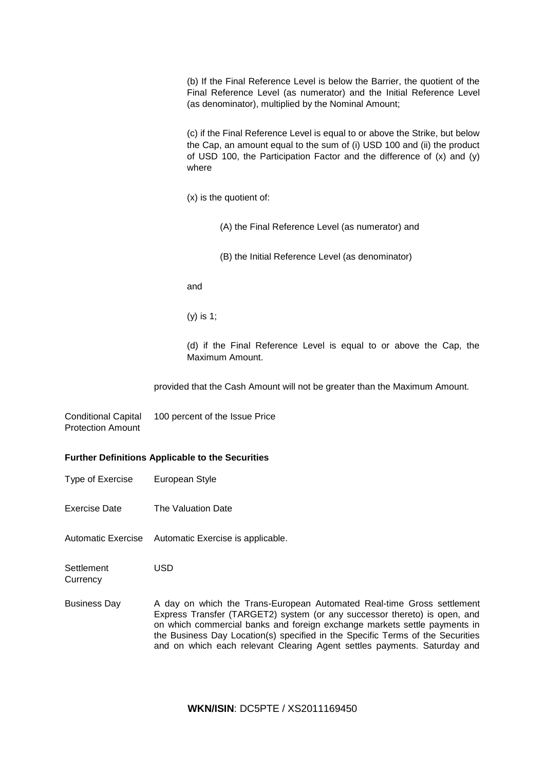(b) If the Final Reference Level is below the Barrier, the quotient of the Final Reference Level (as numerator) and the Initial Reference Level (as denominator), multiplied by the Nominal Amount;

(c) if the Final Reference Level is equal to or above the Strike, but below the Cap, an amount equal to the sum of (i) USD 100 and (ii) the product of USD 100, the Participation Factor and the difference of (x) and (y) where

(x) is the quotient of:

(A) the Final Reference Level (as numerator) and

(B) the Initial Reference Level (as denominator)

and

(y) is 1;

(d) if the Final Reference Level is equal to or above the Cap, the Maximum Amount.

provided that the Cash Amount will not be greater than the Maximum Amount.

| | |
|---|---|
| Conditional Capital Protection Amount | 100 percent of the Issue Price |

**Further Definitions Applicable to the Securities**

| | |
|---|---|
| Type of Exercise | European Style |
| Exercise Date | The Valuation Date |
| Automatic Exercise | Automatic Exercise is applicable. |
| Settlement Currency | USD |
| Business Day | A day on which the Trans-European Automated Real-time Gross settlement Express Transfer (TARGET2) system (or any successor thereto) is open, and on which commercial banks and foreign exchange markets settle payments in the Business Day Location(s) specified in the Specific Terms of the Securities and on which each relevant Clearing Agent settles payments. Saturday and |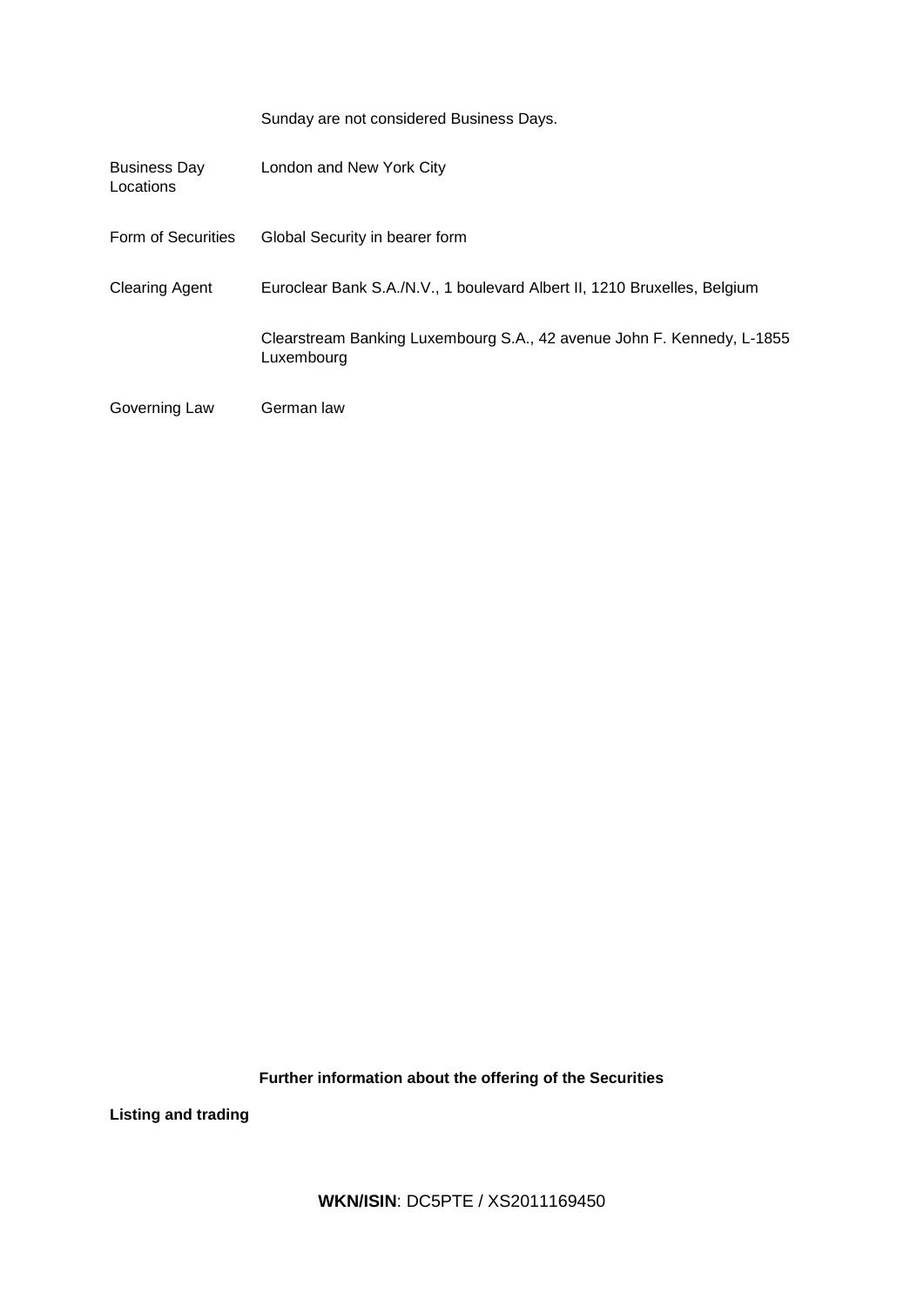| | |
|---|---|
| | Sunday are not considered Business Days. |
| Business Day Locations | London and New York City |
| Form of Securities | Global Security in bearer form |
| Clearing Agent | Euroclear Bank S.A./N.V., 1 boulevard Albert II, 1210 Bruxelles, Belgium |
| | Clearstream Banking Luxembourg S.A., 42 avenue John F. Kennedy, L-1855 Luxembourg |
| Governing Law | German law |

## Further information about the offering of the Securities

**Listing and trading**

**WKN/ISIN**: DC5PTE / XS2011169450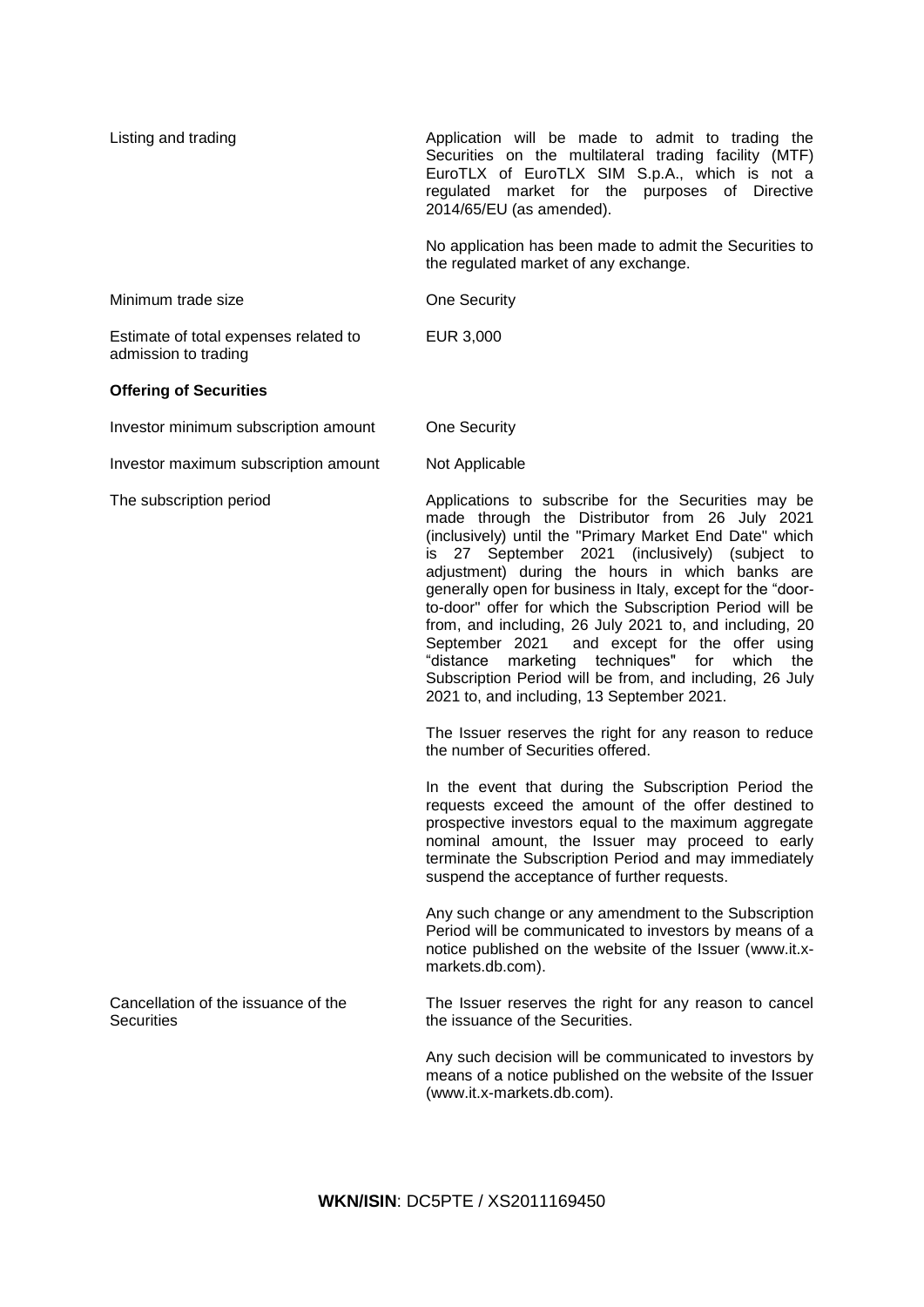| | |
|---|---|
| Listing and trading | Application will be made to admit to trading the Securities on the multilateral trading facility (MTF) EuroTLX of EuroTLX SIM S.p.A., which is not a regulated market for the purposes of Directive 2014/65/EU (as amended).<br><br>No application has been made to admit the Securities to the regulated market of any exchange. |
| Minimum trade size | One Security |
| Estimate of total expenses related to admission to trading | EUR 3,000 |

**Offering of Securities**

| | |
|---|---|
| Investor minimum subscription amount | One Security |
| Investor maximum subscription amount | Not Applicable |
| The subscription period | Applications to subscribe for the Securities may be made through the Distributor from 26 July 2021 (inclusively) until the "Primary Market End Date" which is 27 September 2021 (inclusively) (subject to adjustment) during the hours in which banks are generally open for business in Italy, except for the "door-to-door" offer for which the Subscription Period will be from, and including, 26 July 2021 to, and including, 20 September 2021 and except for the offer using "distance marketing techniques" for which the Subscription Period will be from, and including, 26 July 2021 to, and including, 13 September 2021.<br><br>The Issuer reserves the right for any reason to reduce the number of Securities offered.<br><br>In the event that during the Subscription Period the requests exceed the amount of the offer destined to prospective investors equal to the maximum aggregate nominal amount, the Issuer may proceed to early terminate the Subscription Period and may immediately suspend the acceptance of further requests.<br><br>Any such change or any amendment to the Subscription Period will be communicated to investors by means of a notice published on the website of the Issuer (www.it.x-markets.db.com). |
| Cancellation of the issuance of the Securities | The Issuer reserves the right for any reason to cancel the issuance of the Securities.<br><br>Any such decision will be communicated to investors by means of a notice published on the website of the Issuer (www.it.x-markets.db.com). |

**WKN/ISIN**: DC5PTE / XS2011169450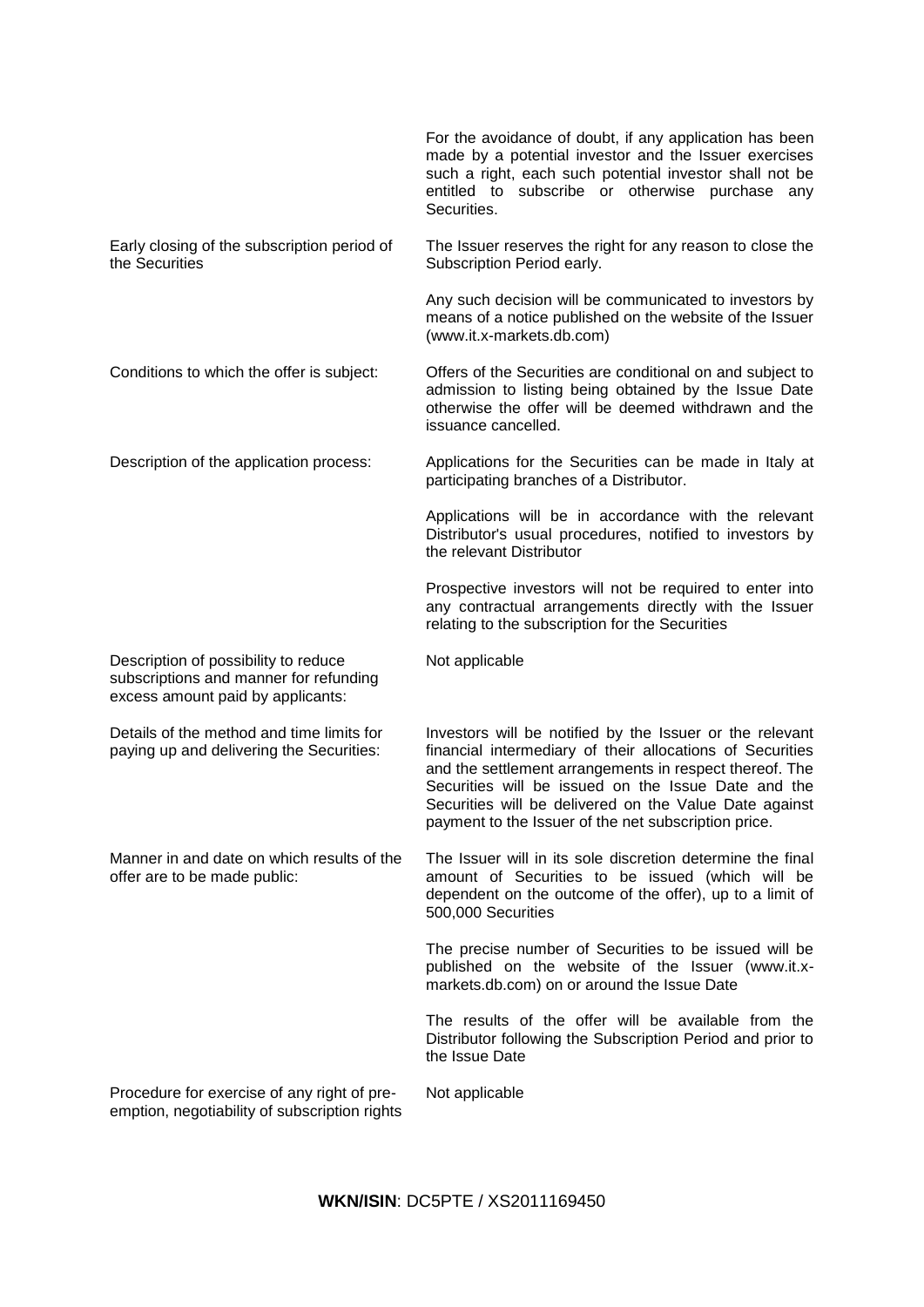| | |
|---|---|
| | For the avoidance of doubt, if any application has been made by a potential investor and the Issuer exercises such a right, each such potential investor shall not be entitled to subscribe or otherwise purchase any Securities. |
| Early closing of the subscription period of the Securities | The Issuer reserves the right for any reason to close the Subscription Period early.<br><br>Any such decision will be communicated to investors by means of a notice published on the website of the Issuer (www.it.x-markets.db.com) |
| Conditions to which the offer is subject: | Offers of the Securities are conditional on and subject to admission to listing being obtained by the Issue Date otherwise the offer will be deemed withdrawn and the issuance cancelled. |
| Description of the application process: | Applications for the Securities can be made in Italy at participating branches of a Distributor.<br><br>Applications will be in accordance with the relevant Distributor's usual procedures, notified to investors by the relevant Distributor<br><br>Prospective investors will not be required to enter into any contractual arrangements directly with the Issuer relating to the subscription for the Securities |
| Description of possibility to reduce subscriptions and manner for refunding excess amount paid by applicants: | Not applicable |
| Details of the method and time limits for paying up and delivering the Securities: | Investors will be notified by the Issuer or the relevant financial intermediary of their allocations of Securities and the settlement arrangements in respect thereof. The Securities will be issued on the Issue Date and the Securities will be delivered on the Value Date against payment to the Issuer of the net subscription price. |
| Manner in and date on which results of the offer are to be made public: | The Issuer will in its sole discretion determine the final amount of Securities to be issued (which will be dependent on the outcome of the offer), up to a limit of 500,000 Securities<br><br>The precise number of Securities to be issued will be published on the website of the Issuer (www.it.x-markets.db.com) on or around the Issue Date<br><br>The results of the offer will be available from the Distributor following the Subscription Period and prior to the Issue Date |
| Procedure for exercise of any right of pre-emption, negotiability of subscription rights | Not applicable |

**WKN/ISIN**: DC5PTE / XS2011169450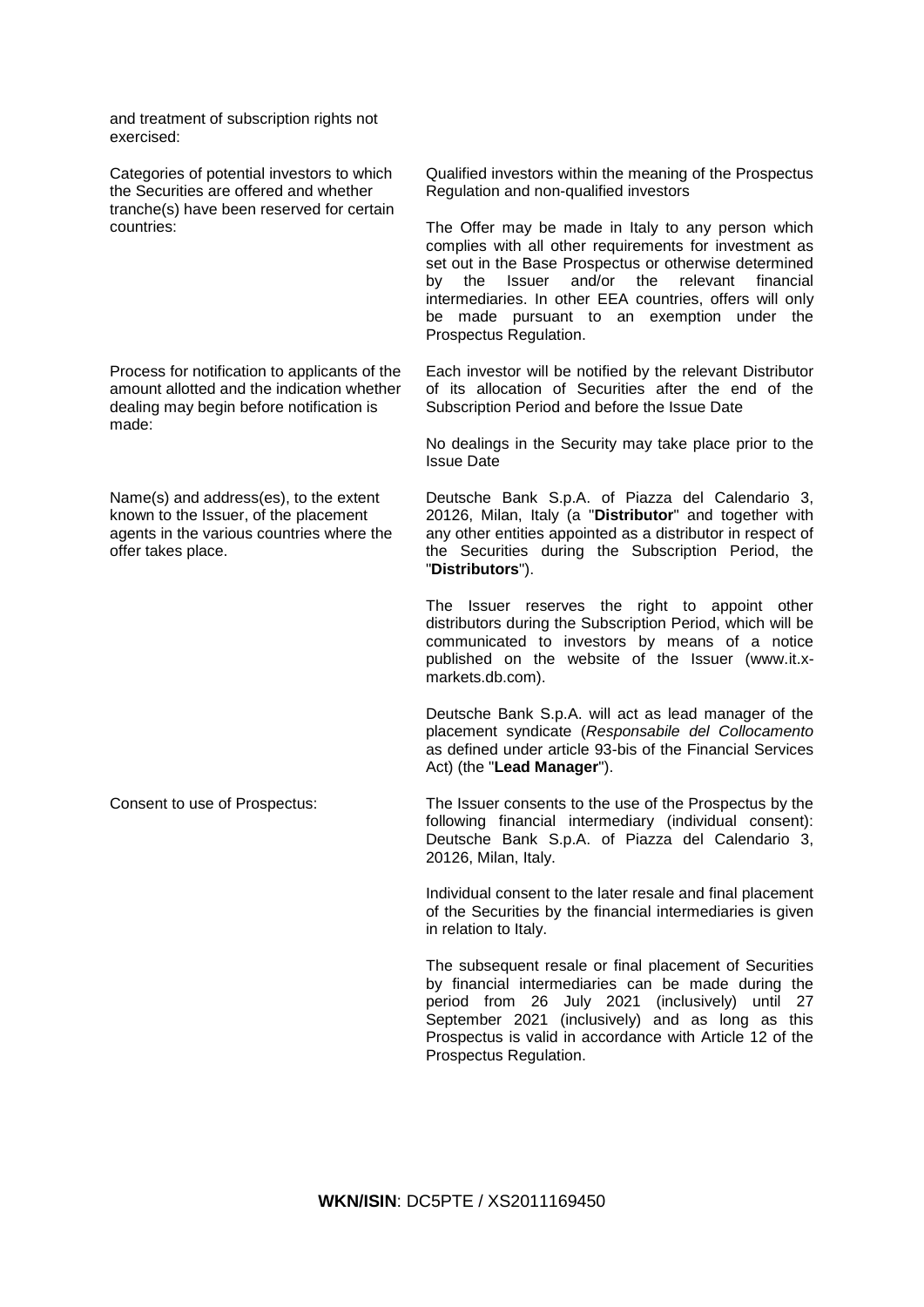| | |
|---|---|
| and treatment of subscription rights not exercised: | |
| Categories of potential investors to which the Securities are offered and whether tranche(s) have been reserved for certain countries: | Qualified investors within the meaning of the Prospectus Regulation and non-qualified investors<br><br>The Offer may be made in Italy to any person which complies with all other requirements for investment as set out in the Base Prospectus or otherwise determined by the Issuer and/or the relevant financial intermediaries. In other EEA countries, offers will only be made pursuant to an exemption under the Prospectus Regulation. |
| Process for notification to applicants of the amount allotted and the indication whether dealing may begin before notification is made: | Each investor will be notified by the relevant Distributor of its allocation of Securities after the end of the Subscription Period and before the Issue Date<br><br>No dealings in the Security may take place prior to the Issue Date |
| Name(s) and address(es), to the extent known to the Issuer, of the placement agents in the various countries where the offer takes place. | Deutsche Bank S.p.A. of Piazza del Calendario 3, 20126, Milan, Italy (a "**Distributor**" and together with any other entities appointed as a distributor in respect of the Securities during the Subscription Period, the "**Distributors**").<br><br>The Issuer reserves the right to appoint other distributors during the Subscription Period, which will be communicated to investors by means of a notice published on the website of the Issuer (www.it.x-markets.db.com).<br><br>Deutsche Bank S.p.A. will act as lead manager of the placement syndicate (*Responsabile del Collocamento* as defined under article 93-bis of the Financial Services Act) (the "**Lead Manager**"). |
| Consent to use of Prospectus: | The Issuer consents to the use of the Prospectus by the following financial intermediary (individual consent): Deutsche Bank S.p.A. of Piazza del Calendario 3, 20126, Milan, Italy.<br><br>Individual consent to the later resale and final placement of the Securities by the financial intermediaries is given in relation to Italy.<br><br>The subsequent resale or final placement of Securities by financial intermediaries can be made during the period from 26 July 2021 (inclusively) until 27 September 2021 (inclusively) and as long as this Prospectus is valid in accordance with Article 12 of the Prospectus Regulation. |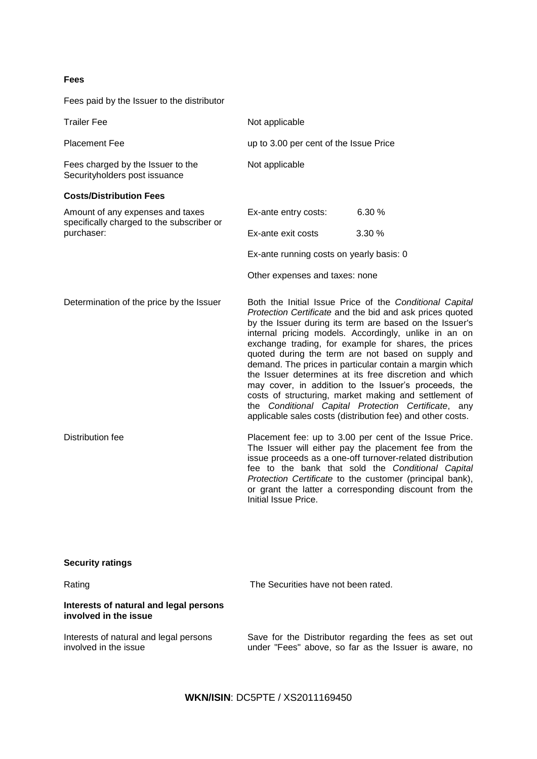**Fees**

Fees paid by the Issuer to the distributor

| | |
|---|---|
| Trailer Fee | Not applicable |
| Placement Fee | up to 3.00 per cent of the Issue Price |
| Fees charged by the Issuer to the Securityholders post issuance | Not applicable |

**Costs/Distribution Fees**

| | |
|---|---|
| Amount of any expenses and taxes specifically charged to the subscriber or purchaser: | Ex-ante entry costs: 6.30 %<br>Ex-ante exit costs 3.30 %<br>Ex-ante running costs on yearly basis: 0<br>Other expenses and taxes: none |
| Determination of the price by the Issuer | Both the Initial Issue Price of the *Conditional Capital Protection Certificate* and the bid and ask prices quoted by the Issuer during its term are based on the Issuer's internal pricing models. Accordingly, unlike in an on exchange trading, for example for shares, the prices quoted during the term are not based on supply and demand. The prices in particular contain a margin which the Issuer determines at its free discretion and which may cover, in addition to the Issuer's proceeds, the costs of structuring, market making and settlement of the *Conditional Capital Protection Certificate*, any applicable sales costs (distribution fee) and other costs. |
| Distribution fee | Placement fee: up to 3.00 per cent of the Issue Price. The Issuer will either pay the placement fee from the issue proceeds as a one-off turnover-related distribution fee to the bank that sold the *Conditional Capital Protection Certificate* to the customer (principal bank), or grant the latter a corresponding discount from the Initial Issue Price. |

**Security ratings**

| | |
|---|---|
| Rating | The Securities have not been rated. |

**Interests of natural and legal persons involved in the issue**

| | |
|---|---|
| Interests of natural and legal persons involved in the issue | Save for the Distributor regarding the fees as set out under "Fees" above, so far as the Issuer is aware, no |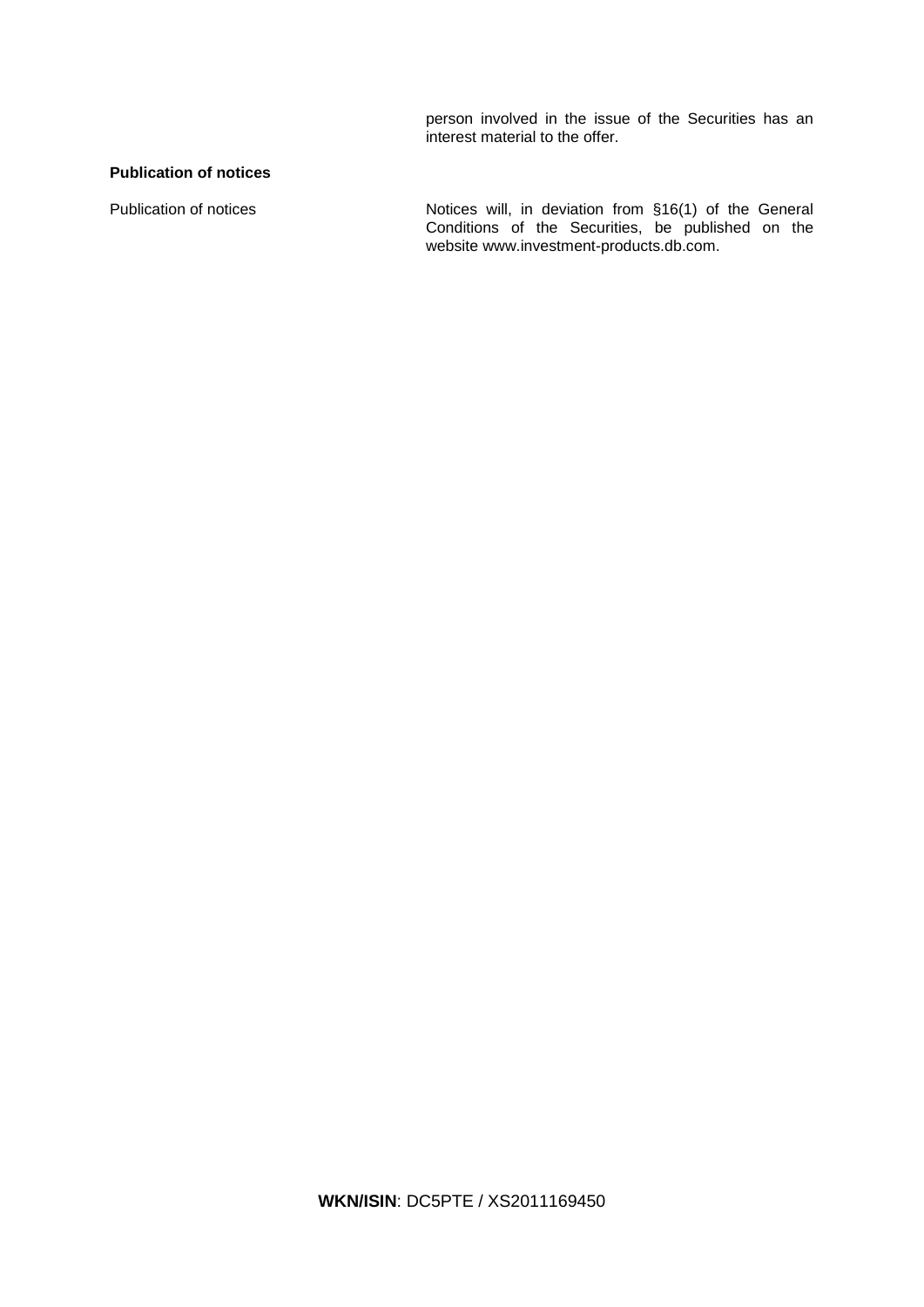|  | person involved in the issue of the Securities has an interest material to the offer. |
| --- | --- |

**Publication of notices**

| Publication of notices | Notices will, in deviation from §16(1) of the General Conditions of the Securities, be published on the website www.investment-products.db.com. |
| --- | --- |

**WKN/ISIN**: DC5PTE / XS2011169450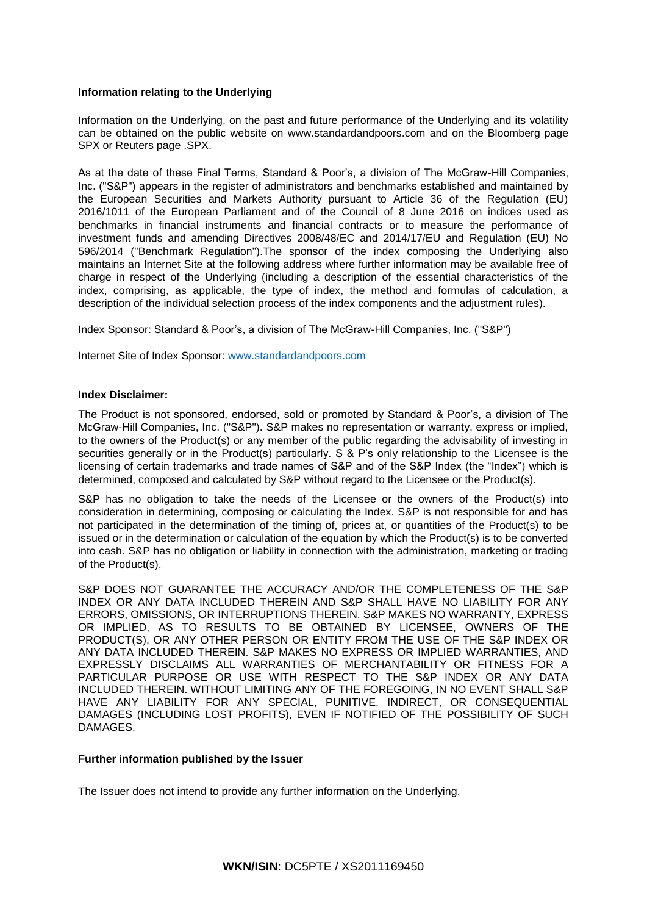**Information relating to the Underlying**

Information on the Underlying, on the past and future performance of the Underlying and its volatility can be obtained on the public website on www.standardandpoors.com and on the Bloomberg page SPX or Reuters page .SPX.

As at the date of these Final Terms, Standard & Poor's, a division of The McGraw-Hill Companies, Inc. ("S&P") appears in the register of administrators and benchmarks established and maintained by the European Securities and Markets Authority pursuant to Article 36 of the Regulation (EU) 2016/1011 of the European Parliament and of the Council of 8 June 2016 on indices used as benchmarks in financial instruments and financial contracts or to measure the performance of investment funds and amending Directives 2008/48/EC and 2014/17/EU and Regulation (EU) No 596/2014 ("Benchmark Regulation").The sponsor of the index composing the Underlying also maintains an Internet Site at the following address where further information may be available free of charge in respect of the Underlying (including a description of the essential characteristics of the index, comprising, as applicable, the type of index, the method and formulas of calculation, a description of the individual selection process of the index components and the adjustment rules).

Index Sponsor: Standard & Poor's, a division of The McGraw-Hill Companies, Inc. ("S&P")

Internet Site of Index Sponsor: [www.standardandpoors.com](http://www.standardandpoors.com)

**Index Disclaimer:**

The Product is not sponsored, endorsed, sold or promoted by Standard & Poor's, a division of The McGraw-Hill Companies, Inc. ("S&P"). S&P makes no representation or warranty, express or implied, to the owners of the Product(s) or any member of the public regarding the advisability of investing in securities generally or in the Product(s) particularly. S & P's only relationship to the Licensee is the licensing of certain trademarks and trade names of S&P and of the S&P Index (the "Index") which is determined, composed and calculated by S&P without regard to the Licensee or the Product(s).

S&P has no obligation to take the needs of the Licensee or the owners of the Product(s) into consideration in determining, composing or calculating the Index. S&P is not responsible for and has not participated in the determination of the timing of, prices at, or quantities of the Product(s) to be issued or in the determination or calculation of the equation by which the Product(s) is to be converted into cash. S&P has no obligation or liability in connection with the administration, marketing or trading of the Product(s).

S&P DOES NOT GUARANTEE THE ACCURACY AND/OR THE COMPLETENESS OF THE S&P INDEX OR ANY DATA INCLUDED THEREIN AND S&P SHALL HAVE NO LIABILITY FOR ANY ERRORS, OMISSIONS, OR INTERRUPTIONS THEREIN. S&P MAKES NO WARRANTY, EXPRESS OR IMPLIED, AS TO RESULTS TO BE OBTAINED BY LICENSEE, OWNERS OF THE PRODUCT(S), OR ANY OTHER PERSON OR ENTITY FROM THE USE OF THE S&P INDEX OR ANY DATA INCLUDED THEREIN. S&P MAKES NO EXPRESS OR IMPLIED WARRANTIES, AND EXPRESSLY DISCLAIMS ALL WARRANTIES OF MERCHANTABILITY OR FITNESS FOR A PARTICULAR PURPOSE OR USE WITH RESPECT TO THE S&P INDEX OR ANY DATA INCLUDED THEREIN. WITHOUT LIMITING ANY OF THE FOREGOING, IN NO EVENT SHALL S&P HAVE ANY LIABILITY FOR ANY SPECIAL, PUNITIVE, INDIRECT, OR CONSEQUENTIAL DAMAGES (INCLUDING LOST PROFITS), EVEN IF NOTIFIED OF THE POSSIBILITY OF SUCH DAMAGES.

**Further information published by the Issuer**

The Issuer does not intend to provide any further information on the Underlying.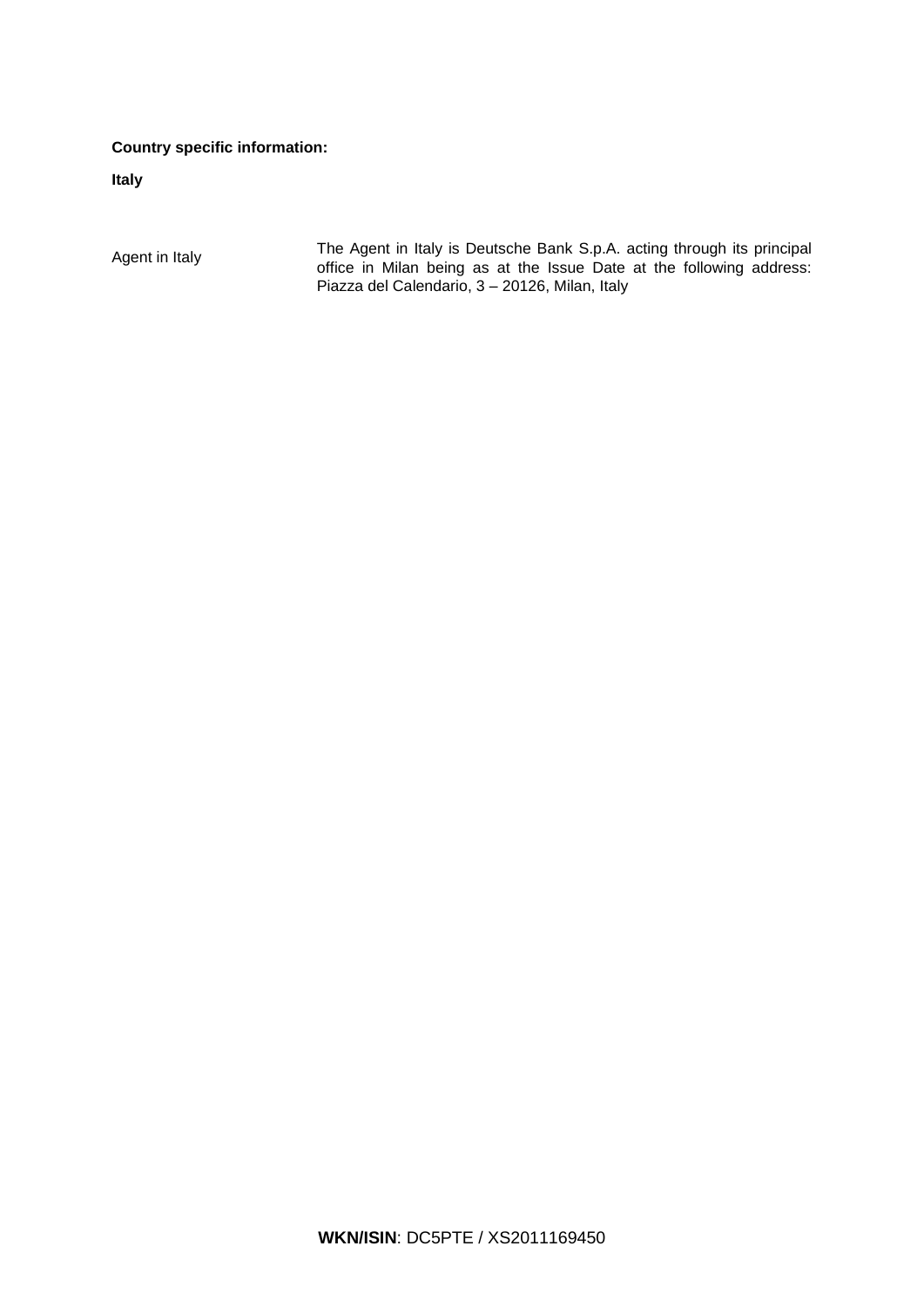**Country specific information:**

**Italy**

| | |
|---|---|
| Agent in Italy | The Agent in Italy is Deutsche Bank S.p.A. acting through its principal office in Milan being as at the Issue Date at the following address: Piazza del Calendario, 3 – 20126, Milan, Italy |

**WKN/ISIN**: DC5PTE / XS2011169450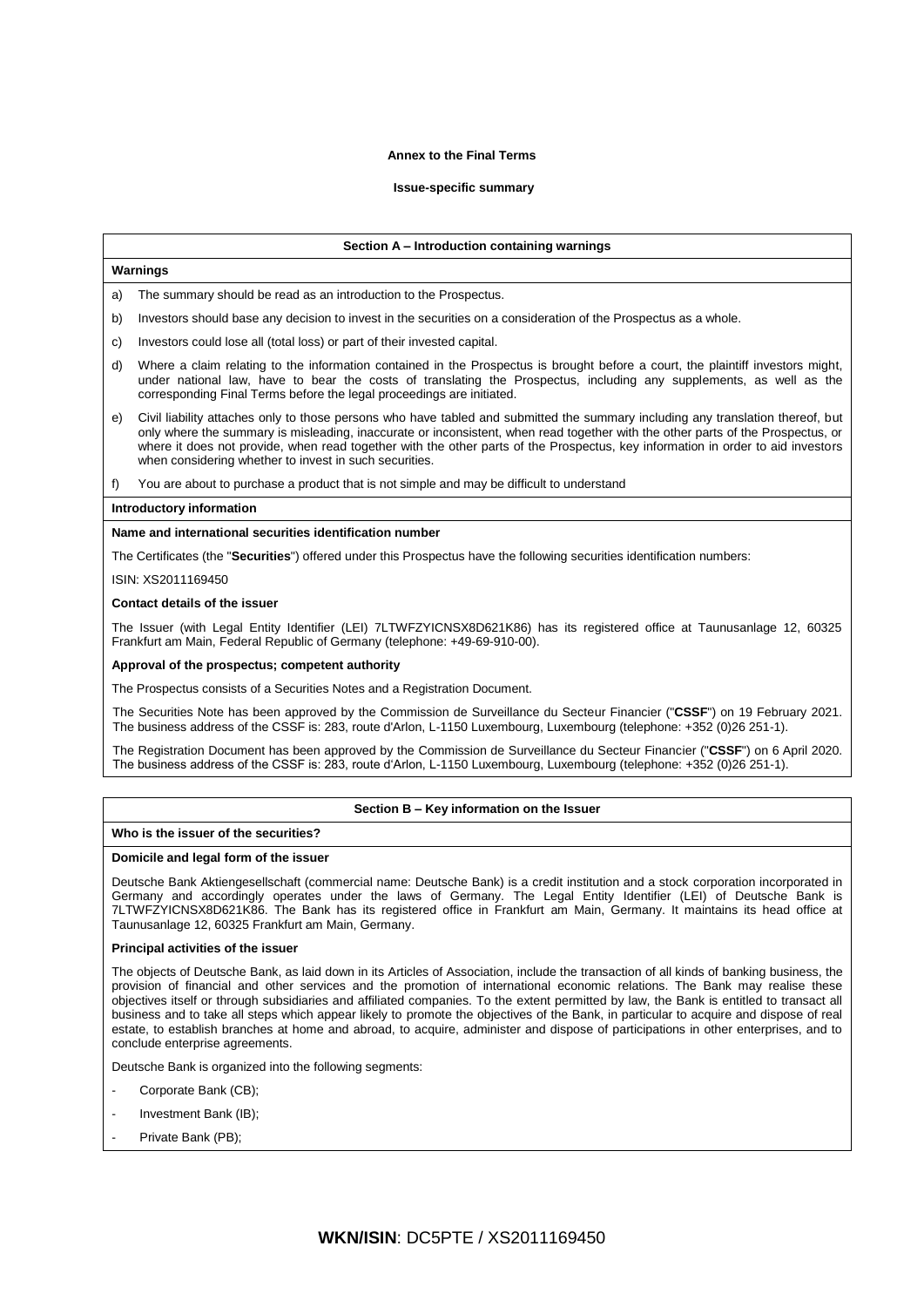**Annex to the Final Terms**

**Issue-specific summary**

## Section A – Introduction containing warnings

**Warnings**

a) The summary should be read as an introduction to the Prospectus.

b) Investors should base any decision to invest in the securities on a consideration of the Prospectus as a whole.

c) Investors could lose all (total loss) or part of their invested capital.

d) Where a claim relating to the information contained in the Prospectus is brought before a court, the plaintiff investors might, under national law, have to bear the costs of translating the Prospectus, including any supplements, as well as the corresponding Final Terms before the legal proceedings are initiated.

e) Civil liability attaches only to those persons who have tabled and submitted the summary including any translation thereof, but only where the summary is misleading, inaccurate or inconsistent, when read together with the other parts of the Prospectus, or where it does not provide, when read together with the other parts of the Prospectus, key information in order to aid investors when considering whether to invest in such securities.

f) You are about to purchase a product that is not simple and may be difficult to understand

**Introductory information**

**Name and international securities identification number**

The Certificates (the "**Securities**") offered under this Prospectus have the following securities identification numbers:

ISIN: XS2011169450

**Contact details of the issuer**

The Issuer (with Legal Entity Identifier (LEI) 7LTWFZYICNSX8D621K86) has its registered office at Taunusanlage 12, 60325 Frankfurt am Main, Federal Republic of Germany (telephone: +49-69-910-00).

**Approval of the prospectus; competent authority**

The Prospectus consists of a Securities Notes and a Registration Document.

The Securities Note has been approved by the Commission de Surveillance du Secteur Financier ("**CSSF**") on 19 February 2021. The business address of the CSSF is: 283, route d'Arlon, L-1150 Luxembourg, Luxembourg (telephone: +352 (0)26 251-1).

The Registration Document has been approved by the Commission de Surveillance du Secteur Financier ("**CSSF**") on 6 April 2020. The business address of the CSSF is: 283, route d'Arlon, L-1150 Luxembourg, Luxembourg (telephone: +352 (0)26 251-1).

## Section B – Key information on the Issuer

**Who is the issuer of the securities?**

**Domicile and legal form of the issuer**

Deutsche Bank Aktiengesellschaft (commercial name: Deutsche Bank) is a credit institution and a stock corporation incorporated in Germany and accordingly operates under the laws of Germany. The Legal Entity Identifier (LEI) of Deutsche Bank is 7LTWFZYICNSX8D621K86. The Bank has its registered office in Frankfurt am Main, Germany. It maintains its head office at Taunusanlage 12, 60325 Frankfurt am Main, Germany.

**Principal activities of the issuer**

The objects of Deutsche Bank, as laid down in its Articles of Association, include the transaction of all kinds of banking business, the provision of financial and other services and the promotion of international economic relations. The Bank may realise these objectives itself or through subsidiaries and affiliated companies. To the extent permitted by law, the Bank is entitled to transact all business and to take all steps which appear likely to promote the objectives of the Bank, in particular to acquire and dispose of real estate, to establish branches at home and abroad, to acquire, administer and dispose of participations in other enterprises, and to conclude enterprise agreements.

Deutsche Bank is organized into the following segments:

- Corporate Bank (CB);
- Investment Bank (IB);
- Private Bank (PB);

**WKN/ISIN**: DC5PTE / XS2011169450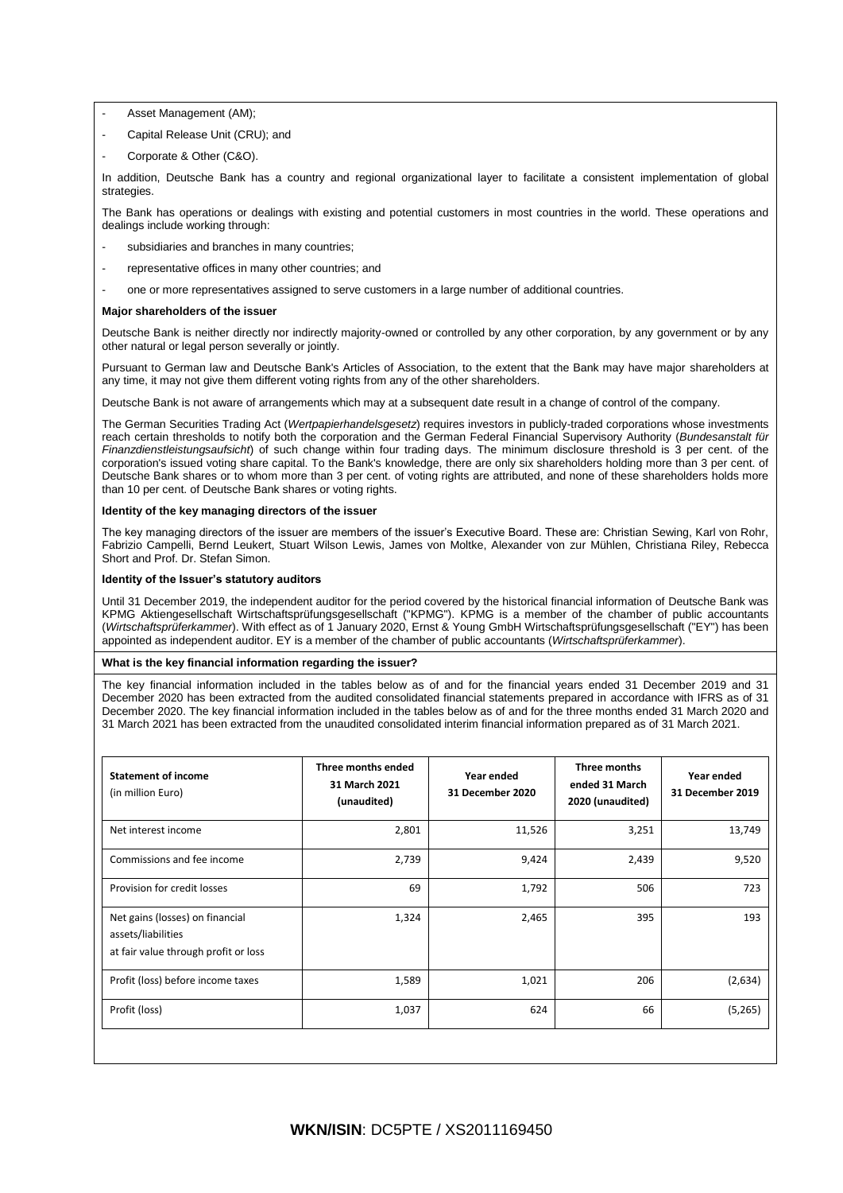- Asset Management (AM);
- Capital Release Unit (CRU); and
- Corporate & Other (C&O).

In addition, Deutsche Bank has a country and regional organizational layer to facilitate a consistent implementation of global strategies.

The Bank has operations or dealings with existing and potential customers in most countries in the world. These operations and dealings include working through:

- subsidiaries and branches in many countries;
- representative offices in many other countries; and
- one or more representatives assigned to serve customers in a large number of additional countries.

**Major shareholders of the issuer**

Deutsche Bank is neither directly nor indirectly majority-owned or controlled by any other corporation, by any government or by any other natural or legal person severally or jointly.

Pursuant to German law and Deutsche Bank's Articles of Association, to the extent that the Bank may have major shareholders at any time, it may not give them different voting rights from any of the other shareholders.

Deutsche Bank is not aware of arrangements which may at a subsequent date result in a change of control of the company.

The German Securities Trading Act (*Wertpapierhandelsgesetz*) requires investors in publicly-traded corporations whose investments reach certain thresholds to notify both the corporation and the German Federal Financial Supervisory Authority (*Bundesanstalt für Finanzdienstleistungsaufsicht*) of such change within four trading days. The minimum disclosure threshold is 3 per cent. of the corporation's issued voting share capital. To the Bank's knowledge, there are only six shareholders holding more than 3 per cent. of Deutsche Bank shares or to whom more than 3 per cent. of voting rights are attributed, and none of these shareholders holds more than 10 per cent. of Deutsche Bank shares or voting rights.

**Identity of the key managing directors of the issuer**

The key managing directors of the issuer are members of the issuer's Executive Board. These are: Christian Sewing, Karl von Rohr, Fabrizio Campelli, Bernd Leukert, Stuart Wilson Lewis, James von Moltke, Alexander von zur Mühlen, Christiana Riley, Rebecca Short and Prof. Dr. Stefan Simon.

**Identity of the Issuer's statutory auditors**

Until 31 December 2019, the independent auditor for the period covered by the historical financial information of Deutsche Bank was KPMG Aktiengesellschaft Wirtschaftsprüfungsgesellschaft ("KPMG"). KPMG is a member of the chamber of public accountants (*Wirtschaftsprüferkammer*). With effect as of 1 January 2020, Ernst & Young GmbH Wirtschaftsprüfungsgesellschaft ("EY") has been appointed as independent auditor. EY is a member of the chamber of public accountants (*Wirtschaftsprüferkammer*).

**What is the key financial information regarding the issuer?**

The key financial information included in the tables below as of and for the financial years ended 31 December 2019 and 31 December 2020 has been extracted from the audited consolidated financial statements prepared in accordance with IFRS as of 31 December 2020. The key financial information included in the tables below as of and for the three months ended 31 March 2020 and 31 March 2021 has been extracted from the unaudited consolidated interim financial information prepared as of 31 March 2021.

| **Statement of income** (in million Euro) | **Three months ended 31 March 2021 (unaudited)** | **Year ended 31 December 2020** | **Three months ended 31 March 2020 (unaudited)** | **Year ended 31 December 2019** |
|---|---|---|---|---|
| Net interest income | 2,801 | 11,526 | 3,251 | 13,749 |
| Commissions and fee income | 2,739 | 9,424 | 2,439 | 9,520 |
| Provision for credit losses | 69 | 1,792 | 506 | 723 |
| Net gains (losses) on financial assets/liabilities at fair value through profit or loss | 1,324 | 2,465 | 395 | 193 |
| Profit (loss) before income taxes | 1,589 | 1,021 | 206 | (2,634) |
| Profit (loss) | 1,037 | 624 | 66 | (5,265) |

**WKN/ISIN**: DC5PTE / XS2011169450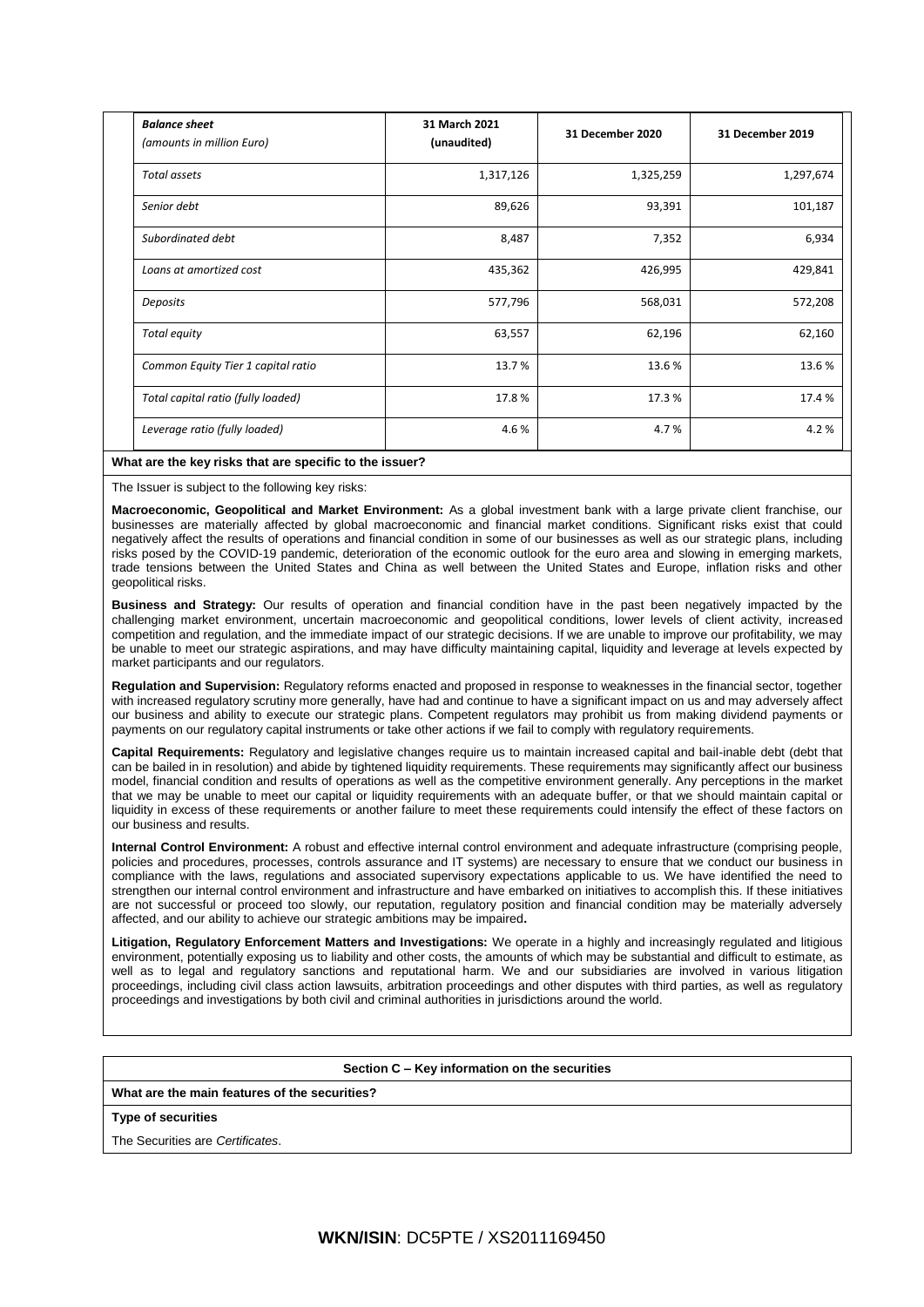| *Balance sheet* *(amounts in million Euro)* | 31 March 2021 (unaudited) | 31 December 2020 | 31 December 2019 |
|---|---|---|---|
| *Total assets* | 1,317,126 | 1,325,259 | 1,297,674 |
| *Senior debt* | 89,626 | 93,391 | 101,187 |
| *Subordinated debt* | 8,487 | 7,352 | 6,934 |
| *Loans at amortized cost* | 435,362 | 426,995 | 429,841 |
| *Deposits* | 577,796 | 568,031 | 572,208 |
| *Total equity* | 63,557 | 62,196 | 62,160 |
| *Common Equity Tier 1 capital ratio* | 13.7 % | 13.6 % | 13.6 % |
| *Total capital ratio (fully loaded)* | 17.8 % | 17.3 % | 17.4 % |
| *Leverage ratio (fully loaded)* | 4.6 % | 4.7 % | 4.2 % |

**What are the key risks that are specific to the issuer?**

The Issuer is subject to the following key risks:

**Macroeconomic, Geopolitical and Market Environment:** As a global investment bank with a large private client franchise, our businesses are materially affected by global macroeconomic and financial market conditions. Significant risks exist that could negatively affect the results of operations and financial condition in some of our businesses as well as our strategic plans, including risks posed by the COVID-19 pandemic, deterioration of the economic outlook for the euro area and slowing in emerging markets, trade tensions between the United States and China as well between the United States and Europe, inflation risks and other geopolitical risks.

**Business and Strategy:** Our results of operation and financial condition have in the past been negatively impacted by the challenging market environment, uncertain macroeconomic and geopolitical conditions, lower levels of client activity, increased competition and regulation, and the immediate impact of our strategic decisions. If we are unable to improve our profitability, we may be unable to meet our strategic aspirations, and may have difficulty maintaining capital, liquidity and leverage at levels expected by market participants and our regulators.

**Regulation and Supervision:** Regulatory reforms enacted and proposed in response to weaknesses in the financial sector, together with increased regulatory scrutiny more generally, have had and continue to have a significant impact on us and may adversely affect our business and ability to execute our strategic plans. Competent regulators may prohibit us from making dividend payments or payments on our regulatory capital instruments or take other actions if we fail to comply with regulatory requirements.

**Capital Requirements:** Regulatory and legislative changes require us to maintain increased capital and bail-inable debt (debt that can be bailed in in resolution) and abide by tightened liquidity requirements. These requirements may significantly affect our business model, financial condition and results of operations as well as the competitive environment generally. Any perceptions in the market that we may be unable to meet our capital or liquidity requirements with an adequate buffer, or that we should maintain capital or liquidity in excess of these requirements or another failure to meet these requirements could intensify the effect of these factors on our business and results.

**Internal Control Environment:** A robust and effective internal control environment and adequate infrastructure (comprising people, policies and procedures, processes, controls assurance and IT systems) are necessary to ensure that we conduct our business in compliance with the laws, regulations and associated supervisory expectations applicable to us. We have identified the need to strengthen our internal control environment and infrastructure and have embarked on initiatives to accomplish this. If these initiatives are not successful or proceed too slowly, our reputation, regulatory position and financial condition may be materially adversely affected, and our ability to achieve our strategic ambitions may be impaired**.**

**Litigation, Regulatory Enforcement Matters and Investigations:** We operate in a highly and increasingly regulated and litigious environment, potentially exposing us to liability and other costs, the amounts of which may be substantial and difficult to estimate, as well as to legal and regulatory sanctions and reputational harm. We and our subsidiaries are involved in various litigation proceedings, including civil class action lawsuits, arbitration proceedings and other disputes with third parties, as well as regulatory proceedings and investigations by both civil and criminal authorities in jurisdictions around the world.

**Section C – Key information on the securities**

**What are the main features of the securities?**

**Type of securities**

The Securities are *Certificates*.

**WKN/ISIN**: DC5PTE / XS2011169450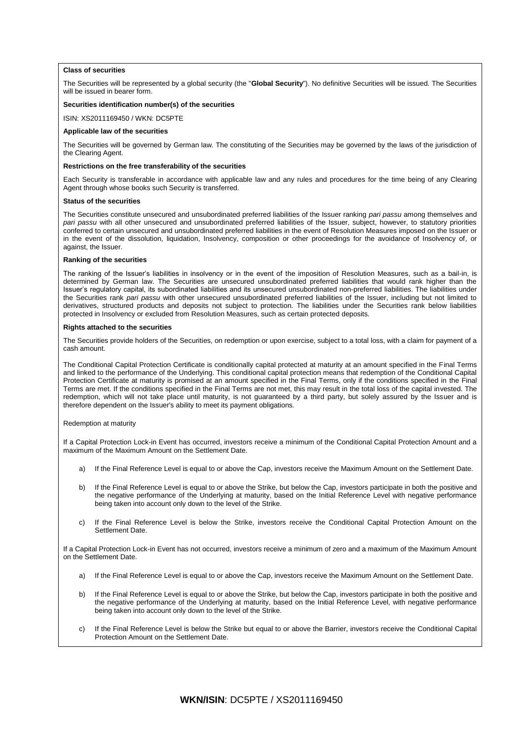**Class of securities**

The Securities will be represented by a global security (the "**Global Security**"). No definitive Securities will be issued. The Securities will be issued in bearer form.

**Securities identification number(s) of the securities**

ISIN: XS2011169450 / WKN: DC5PTE

**Applicable law of the securities**

The Securities will be governed by German law. The constituting of the Securities may be governed by the laws of the jurisdiction of the Clearing Agent.

**Restrictions on the free transferability of the securities**

Each Security is transferable in accordance with applicable law and any rules and procedures for the time being of any Clearing Agent through whose books such Security is transferred.

**Status of the securities**

The Securities constitute unsecured and unsubordinated preferred liabilities of the Issuer ranking *pari passu* among themselves and *pari passu* with all other unsecured and unsubordinated preferred liabilities of the Issuer, subject, however, to statutory priorities conferred to certain unsecured and unsubordinated preferred liabilities in the event of Resolution Measures imposed on the Issuer or in the event of the dissolution, liquidation, Insolvency, composition or other proceedings for the avoidance of Insolvency of, or against, the Issuer.

**Ranking of the securities**

The ranking of the Issuer's liabilities in insolvency or in the event of the imposition of Resolution Measures, such as a bail-in, is determined by German law. The Securities are unsecured unsubordinated preferred liabilities that would rank higher than the Issuer's regulatory capital, its subordinated liabilities and its unsecured unsubordinated non-preferred liabilities. The liabilities under the Securities rank *pari passu* with other unsecured unsubordinated preferred liabilities of the Issuer, including but not limited to derivatives, structured products and deposits not subject to protection. The liabilities under the Securities rank below liabilities protected in Insolvency or excluded from Resolution Measures, such as certain protected deposits.

**Rights attached to the securities**

The Securities provide holders of the Securities, on redemption or upon exercise, subject to a total loss, with a claim for payment of a cash amount.

The Conditional Capital Protection Certificate is conditionally capital protected at maturity at an amount specified in the Final Terms and linked to the performance of the Underlying. This conditional capital protection means that redemption of the Conditional Capital Protection Certificate at maturity is promised at an amount specified in the Final Terms, only if the conditions specified in the Final Terms are met. If the conditions specified in the Final Terms are not met, this may result in the total loss of the capital invested. The redemption, which will not take place until maturity, is not guaranteed by a third party, but solely assured by the Issuer and is therefore dependent on the Issuer's ability to meet its payment obligations.

Redemption at maturity

If a Capital Protection Lock-in Event has occurred, investors receive a minimum of the Conditional Capital Protection Amount and a maximum of the Maximum Amount on the Settlement Date.

a) If the Final Reference Level is equal to or above the Cap, investors receive the Maximum Amount on the Settlement Date.

b) If the Final Reference Level is equal to or above the Strike, but below the Cap, investors participate in both the positive and the negative performance of the Underlying at maturity, based on the Initial Reference Level with negative performance being taken into account only down to the level of the Strike.

c) If the Final Reference Level is below the Strike, investors receive the Conditional Capital Protection Amount on the Settlement Date.

If a Capital Protection Lock-in Event has not occurred, investors receive a minimum of zero and a maximum of the Maximum Amount on the Settlement Date.

a) If the Final Reference Level is equal to or above the Cap, investors receive the Maximum Amount on the Settlement Date.

b) If the Final Reference Level is equal to or above the Strike, but below the Cap, investors participate in both the positive and the negative performance of the Underlying at maturity, based on the Initial Reference Level, with negative performance being taken into account only down to the level of the Strike.

c) If the Final Reference Level is below the Strike but equal to or above the Barrier, investors receive the Conditional Capital Protection Amount on the Settlement Date.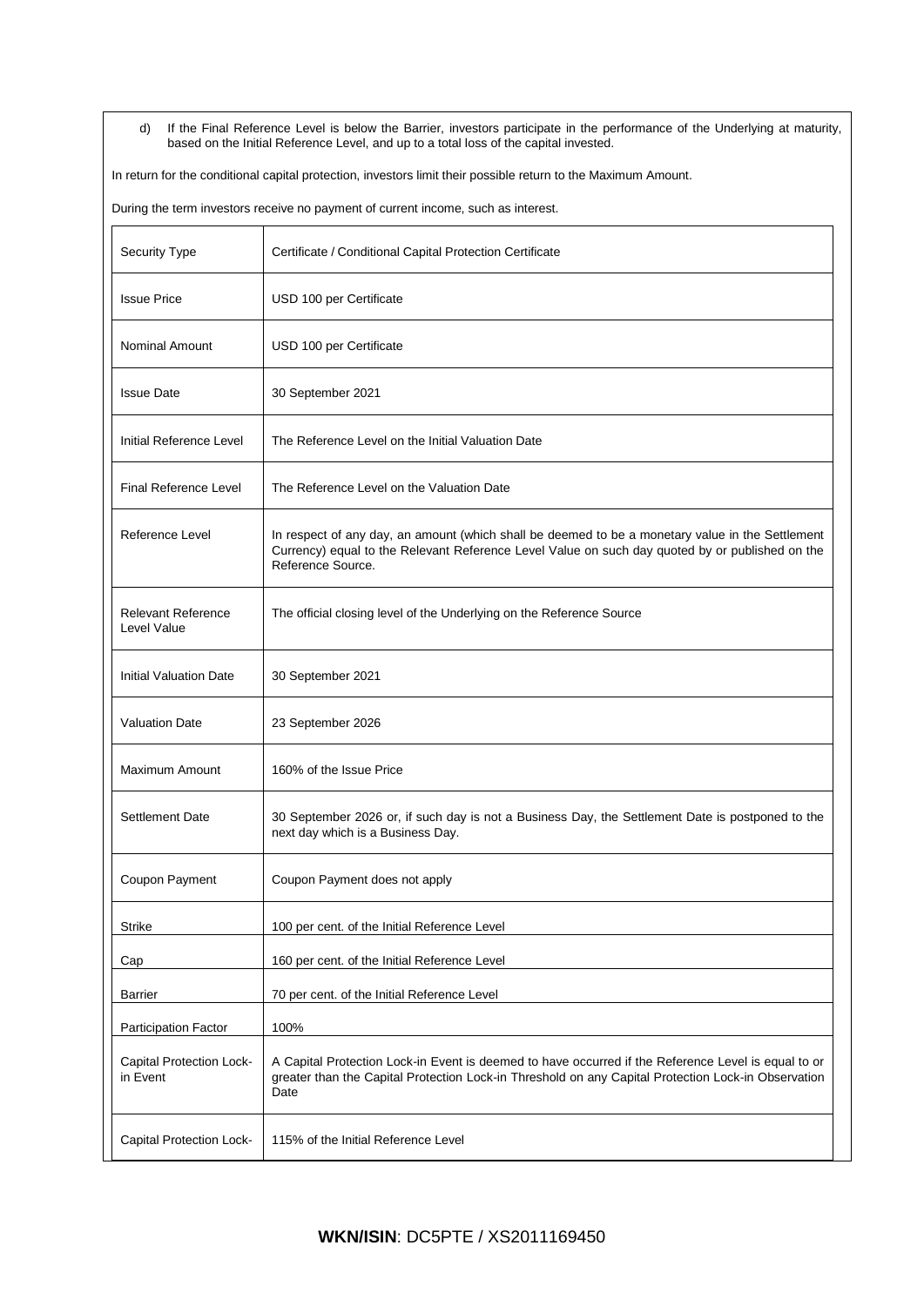d) If the Final Reference Level is below the Barrier, investors participate in the performance of the Underlying at maturity, based on the Initial Reference Level, and up to a total loss of the capital invested.

In return for the conditional capital protection, investors limit their possible return to the Maximum Amount.

During the term investors receive no payment of current income, such as interest.

| | |
|---|---|
| Security Type | Certificate / Conditional Capital Protection Certificate |
| Issue Price | USD 100 per Certificate |
| Nominal Amount | USD 100 per Certificate |
| Issue Date | 30 September 2021 |
| Initial Reference Level | The Reference Level on the Initial Valuation Date |
| Final Reference Level | The Reference Level on the Valuation Date |
| Reference Level | In respect of any day, an amount (which shall be deemed to be a monetary value in the Settlement Currency) equal to the Relevant Reference Level Value on such day quoted by or published on the Reference Source. |
| Relevant Reference Level Value | The official closing level of the Underlying on the Reference Source |
| Initial Valuation Date | 30 September 2021 |
| Valuation Date | 23 September 2026 |
| Maximum Amount | 160% of the Issue Price |
| Settlement Date | 30 September 2026 or, if such day is not a Business Day, the Settlement Date is postponed to the next day which is a Business Day. |
| Coupon Payment | Coupon Payment does not apply |
| Strike | 100 per cent. of the Initial Reference Level |
| Cap | 160 per cent. of the Initial Reference Level |
| Barrier | 70 per cent. of the Initial Reference Level |
| Participation Factor | 100% |
| Capital Protection Lock-in Event | A Capital Protection Lock-in Event is deemed to have occurred if the Reference Level is equal to or greater than the Capital Protection Lock-in Threshold on any Capital Protection Lock-in Observation Date |
| Capital Protection Lock- | 115% of the Initial Reference Level |

**WKN/ISIN**: DC5PTE / XS2011169450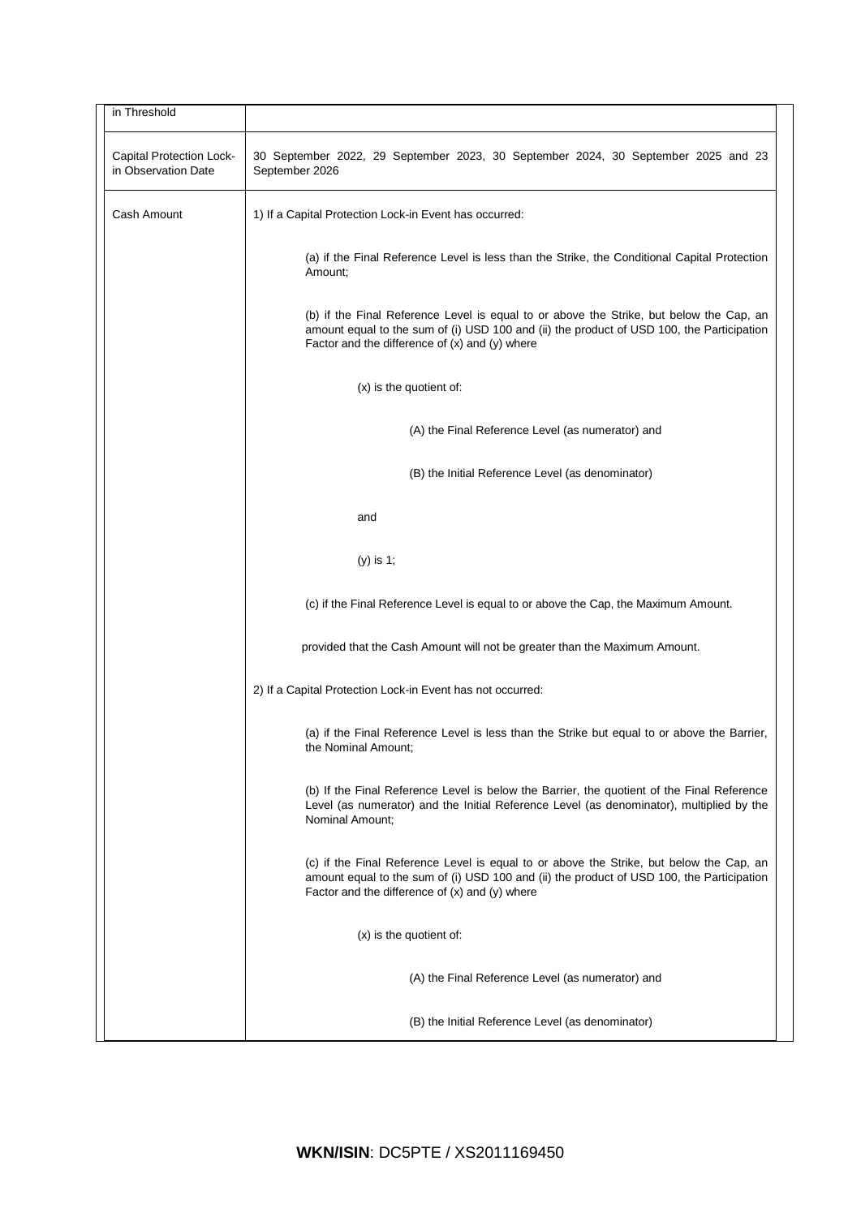| in Threshold | |
|---|---|
| Capital Protection Lock-in Observation Date | 30 September 2022, 29 September 2023, 30 September 2024, 30 September 2025 and 23 September 2026 |
| Cash Amount | 1) If a Capital Protection Lock-in Event has occurred:<br><br>(a) if the Final Reference Level is less than the Strike, the Conditional Capital Protection Amount;<br><br>(b) if the Final Reference Level is equal to or above the Strike, but below the Cap, an amount equal to the sum of (i) USD 100 and (ii) the product of USD 100, the Participation Factor and the difference of (x) and (y) where<br><br>(x) is the quotient of:<br><br>(A) the Final Reference Level (as numerator) and<br><br>(B) the Initial Reference Level (as denominator)<br><br>and<br><br>(y) is 1;<br><br>(c) if the Final Reference Level is equal to or above the Cap, the Maximum Amount.<br><br>provided that the Cash Amount will not be greater than the Maximum Amount.<br><br>2) If a Capital Protection Lock-in Event has not occurred:<br><br>(a) if the Final Reference Level is less than the Strike but equal to or above the Barrier, the Nominal Amount;<br><br>(b) If the Final Reference Level is below the Barrier, the quotient of the Final Reference Level (as numerator) and the Initial Reference Level (as denominator), multiplied by the Nominal Amount;<br><br>(c) if the Final Reference Level is equal to or above the Strike, but below the Cap, an amount equal to the sum of (i) USD 100 and (ii) the product of USD 100, the Participation Factor and the difference of (x) and (y) where<br><br>(x) is the quotient of:<br><br>(A) the Final Reference Level (as numerator) and<br><br>(B) the Initial Reference Level (as denominator) |

**WKN/ISIN**: DC5PTE / XS2011169450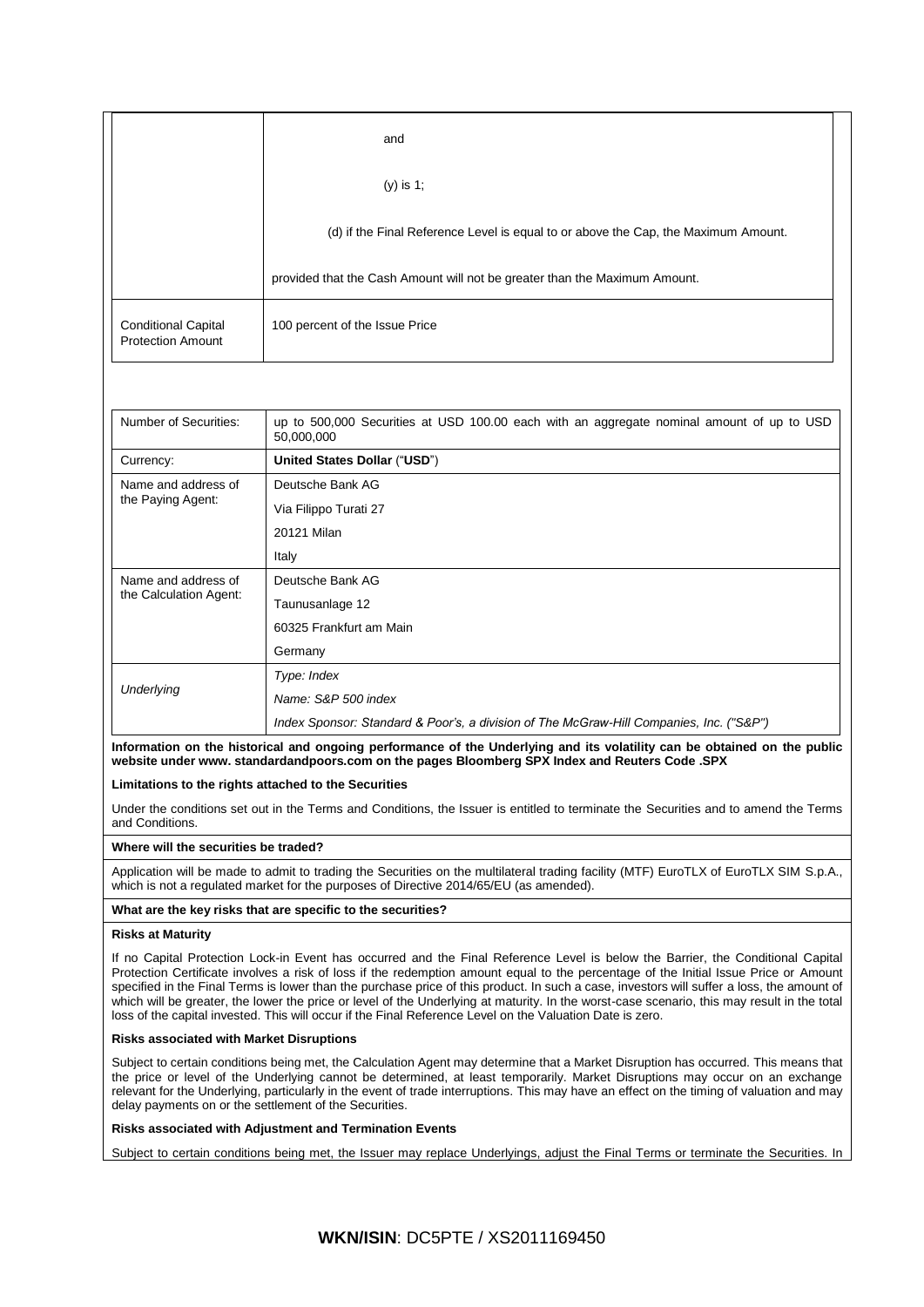| | |
|---|---|
| | and |
| | (y) is 1; |
| | (d) if the Final Reference Level is equal to or above the Cap, the Maximum Amount. |
| | provided that the Cash Amount will not be greater than the Maximum Amount. |
| Conditional Capital Protection Amount | 100 percent of the Issue Price |

| | |
|---|---|
| Number of Securities: | up to 500,000 Securities at USD 100.00 each with an aggregate nominal amount of up to USD 50,000,000 |
| Currency: | **United States Dollar** ("**USD**") |
| Name and address of the Paying Agent: | Deutsche Bank AG<br>Via Filippo Turati 27<br>20121 Milan<br>Italy |
| Name and address of the Calculation Agent: | Deutsche Bank AG<br>Taunusanlage 12<br>60325 Frankfurt am Main<br>Germany |
| *Underlying* | *Type: Index*<br>*Name: S&P 500 index*<br>*Index Sponsor: Standard & Poor's, a division of The McGraw-Hill Companies, Inc. ("S&P")* |

**Information on the historical and ongoing performance of the Underlying and its volatility can be obtained on the public website under www. standardandpoors.com on the pages Bloomberg SPX Index and Reuters Code .SPX**

**Limitations to the rights attached to the Securities**

Under the conditions set out in the Terms and Conditions, the Issuer is entitled to terminate the Securities and to amend the Terms and Conditions.

**Where will the securities be traded?**

Application will be made to admit to trading the Securities on the multilateral trading facility (MTF) EuroTLX of EuroTLX SIM S.p.A., which is not a regulated market for the purposes of Directive 2014/65/EU (as amended).

**What are the key risks that are specific to the securities?**

**Risks at Maturity**

If no Capital Protection Lock-in Event has occurred and the Final Reference Level is below the Barrier, the Conditional Capital Protection Certificate involves a risk of loss if the redemption amount equal to the percentage of the Initial Issue Price or Amount specified in the Final Terms is lower than the purchase price of this product. In such a case, investors will suffer a loss, the amount of which will be greater, the lower the price or level of the Underlying at maturity. In the worst-case scenario, this may result in the total loss of the capital invested. This will occur if the Final Reference Level on the Valuation Date is zero.

**Risks associated with Market Disruptions**

Subject to certain conditions being met, the Calculation Agent may determine that a Market Disruption has occurred. This means that the price or level of the Underlying cannot be determined, at least temporarily. Market Disruptions may occur on an exchange relevant for the Underlying, particularly in the event of trade interruptions. This may have an effect on the timing of valuation and may delay payments on or the settlement of the Securities.

**Risks associated with Adjustment and Termination Events**

Subject to certain conditions being met, the Issuer may replace Underlyings, adjust the Final Terms or terminate the Securities. In

**WKN/ISIN**: DC5PTE / XS2011169450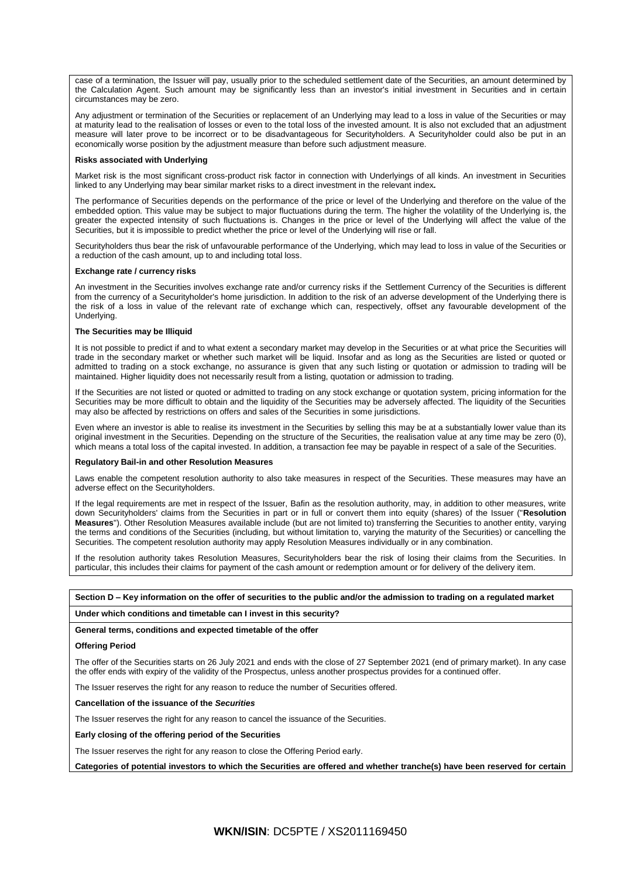case of a termination, the Issuer will pay, usually prior to the scheduled settlement date of the Securities, an amount determined by the Calculation Agent. Such amount may be significantly less than an investor's initial investment in Securities and in certain circumstances may be zero.

Any adjustment or termination of the Securities or replacement of an Underlying may lead to a loss in value of the Securities or may at maturity lead to the realisation of losses or even to the total loss of the invested amount. It is also not excluded that an adjustment measure will later prove to be incorrect or to be disadvantageous for Securityholders. A Securityholder could also be put in an economically worse position by the adjustment measure than before such adjustment measure.

**Risks associated with Underlying**

Market risk is the most significant cross-product risk factor in connection with Underlyings of all kinds. An investment in Securities linked to any Underlying may bear similar market risks to a direct investment in the relevant index**.**

The performance of Securities depends on the performance of the price or level of the Underlying and therefore on the value of the embedded option. This value may be subject to major fluctuations during the term. The higher the volatility of the Underlying is, the greater the expected intensity of such fluctuations is. Changes in the price or level of the Underlying will affect the value of the Securities, but it is impossible to predict whether the price or level of the Underlying will rise or fall.

Securityholders thus bear the risk of unfavourable performance of the Underlying, which may lead to loss in value of the Securities or a reduction of the cash amount, up to and including total loss.

**Exchange rate / currency risks**

An investment in the Securities involves exchange rate and/or currency risks if the Settlement Currency of the Securities is different from the currency of a Securityholder's home jurisdiction. In addition to the risk of an adverse development of the Underlying there is the risk of a loss in value of the relevant rate of exchange which can, respectively, offset any favourable development of the Underlying.

**The Securities may be Illiquid**

It is not possible to predict if and to what extent a secondary market may develop in the Securities or at what price the Securities will trade in the secondary market or whether such market will be liquid. Insofar and as long as the Securities are listed or quoted or admitted to trading on a stock exchange, no assurance is given that any such listing or quotation or admission to trading will be maintained. Higher liquidity does not necessarily result from a listing, quotation or admission to trading.

If the Securities are not listed or quoted or admitted to trading on any stock exchange or quotation system, pricing information for the Securities may be more difficult to obtain and the liquidity of the Securities may be adversely affected. The liquidity of the Securities may also be affected by restrictions on offers and sales of the Securities in some jurisdictions.

Even where an investor is able to realise its investment in the Securities by selling this may be at a substantially lower value than its original investment in the Securities. Depending on the structure of the Securities, the realisation value at any time may be zero (0), which means a total loss of the capital invested. In addition, a transaction fee may be payable in respect of a sale of the Securities.

**Regulatory Bail-in and other Resolution Measures**

Laws enable the competent resolution authority to also take measures in respect of the Securities. These measures may have an adverse effect on the Securityholders.

If the legal requirements are met in respect of the Issuer, Bafin as the resolution authority, may, in addition to other measures, write down Securityholders' claims from the Securities in part or in full or convert them into equity (shares) of the Issuer ("**Resolution Measures**"). Other Resolution Measures available include (but are not limited to) transferring the Securities to another entity, varying the terms and conditions of the Securities (including, but without limitation to, varying the maturity of the Securities) or cancelling the Securities. The competent resolution authority may apply Resolution Measures individually or in any combination.

If the resolution authority takes Resolution Measures, Securityholders bear the risk of losing their claims from the Securities. In particular, this includes their claims for payment of the cash amount or redemption amount or for delivery of the delivery item.

**Section D – Key information on the offer of securities to the public and/or the admission to trading on a regulated market**

**Under which conditions and timetable can I invest in this security?**

**General terms, conditions and expected timetable of the offer**

**Offering Period**

The offer of the Securities starts on 26 July 2021 and ends with the close of 27 September 2021 (end of primary market). In any case the offer ends with expiry of the validity of the Prospectus, unless another prospectus provides for a continued offer.

The Issuer reserves the right for any reason to reduce the number of Securities offered.

**Cancellation of the issuance of the *Securities***

The Issuer reserves the right for any reason to cancel the issuance of the Securities.

**Early closing of the offering period of the Securities**

The Issuer reserves the right for any reason to close the Offering Period early.

**Categories of potential investors to which the Securities are offered and whether tranche(s) have been reserved for certain**

**WKN/ISIN**: DC5PTE / XS2011169450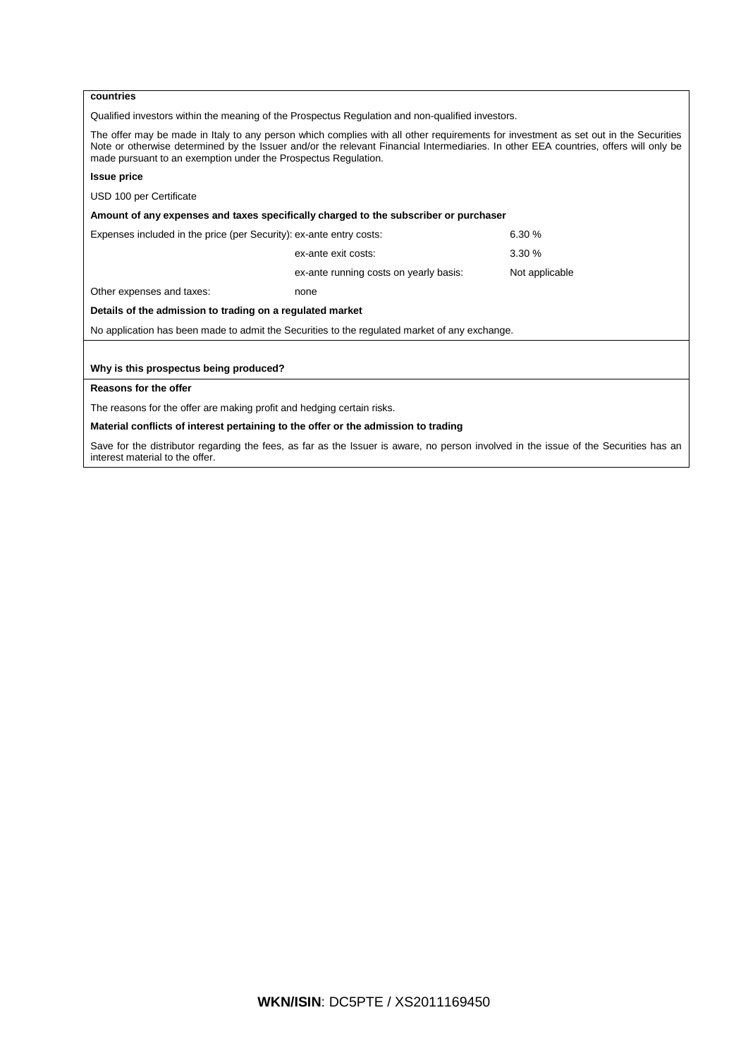**countries**

Qualified investors within the meaning of the Prospectus Regulation and non-qualified investors.

The offer may be made in Italy to any person which complies with all other requirements for investment as set out in the Securities Note or otherwise determined by the Issuer and/or the relevant Financial Intermediaries. In other EEA countries, offers will only be made pursuant to an exemption under the Prospectus Regulation.

**Issue price**

USD 100 per Certificate

**Amount of any expenses and taxes specifically charged to the subscriber or purchaser**

| | | |
|---|---|---|
| Expenses included in the price (per Security): | ex-ante entry costs: | 6.30 % |
| | ex-ante exit costs: | 3.30 % |
| | ex-ante running costs on yearly basis: | Not applicable |
| Other expenses and taxes: | none | |

**Details of the admission to trading on a regulated market**

No application has been made to admit the Securities to the regulated market of any exchange.

**Why is this prospectus being produced?**

**Reasons for the offer**

The reasons for the offer are making profit and hedging certain risks.

**Material conflicts of interest pertaining to the offer or the admission to trading**

Save for the distributor regarding the fees, as far as the Issuer is aware, no person involved in the issue of the Securities has an interest material to the offer.

**WKN/ISIN**: DC5PTE / XS2011169450